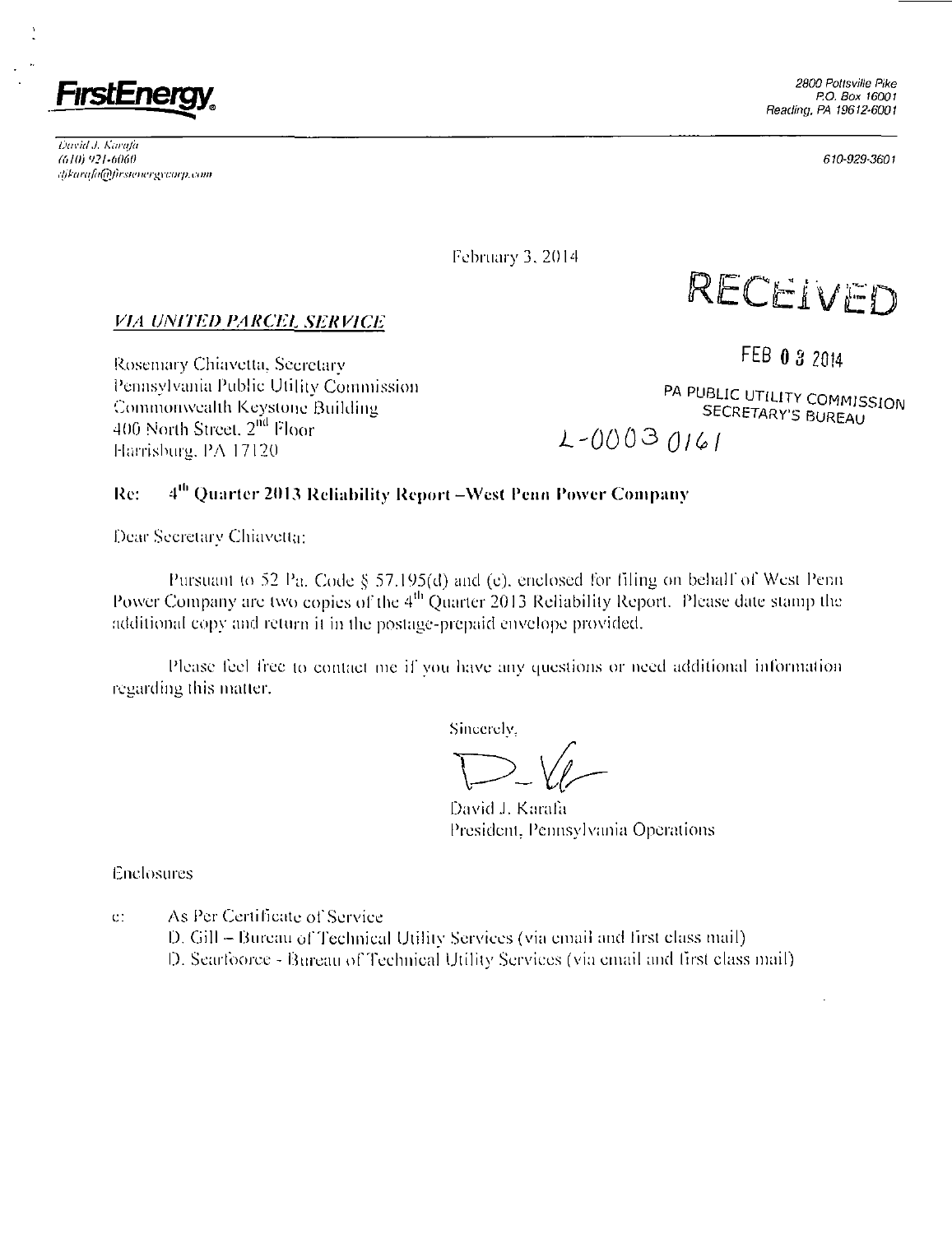**FirstEnergy**

2800 Pottsville Pike
P.O. Box 16001
Reading, PA 19612-6001

*David J. Karafa*
*(610) 921-6060*
*djkarafa@firstenergycorp.com*

610-929-3601

February 3, 2014

RECEIVED

FEB 03 2014

PA PUBLIC UTILITY COMMISSION
SECRETARY'S BUREAU

L-00030161

***VIA UNITED PARCEL SERVICE***

Rosemary Chiavetta, Secretary
Pennsylvania Public Utility Commission
Commonwealth Keystone Building
400 North Street, 2nd Floor
Harrisburg, PA 17120

**Re: 4th Quarter 2013 Reliability Report – West Penn Power Company**

Dear Secretary Chiavetta:

Pursuant to 52 Pa. Code § 57.195(d) and (e), enclosed for filing on behalf of West Penn Power Company are two copies of the 4th Quarter 2013 Reliability Report. Please date stamp the additional copy and return it in the postage-prepaid envelope provided.

Please feel free to contact me if you have any questions or need additional information regarding this matter.

Sincerely,

David J. Karafa
President, Pennsylvania Operations

Enclosures

c: As Per Certificate of Service
D. Gill – Bureau of Technical Utility Services (via email and first class mail)
D. Searfoorce - Bureau of Technical Utility Services (via email and first class mail)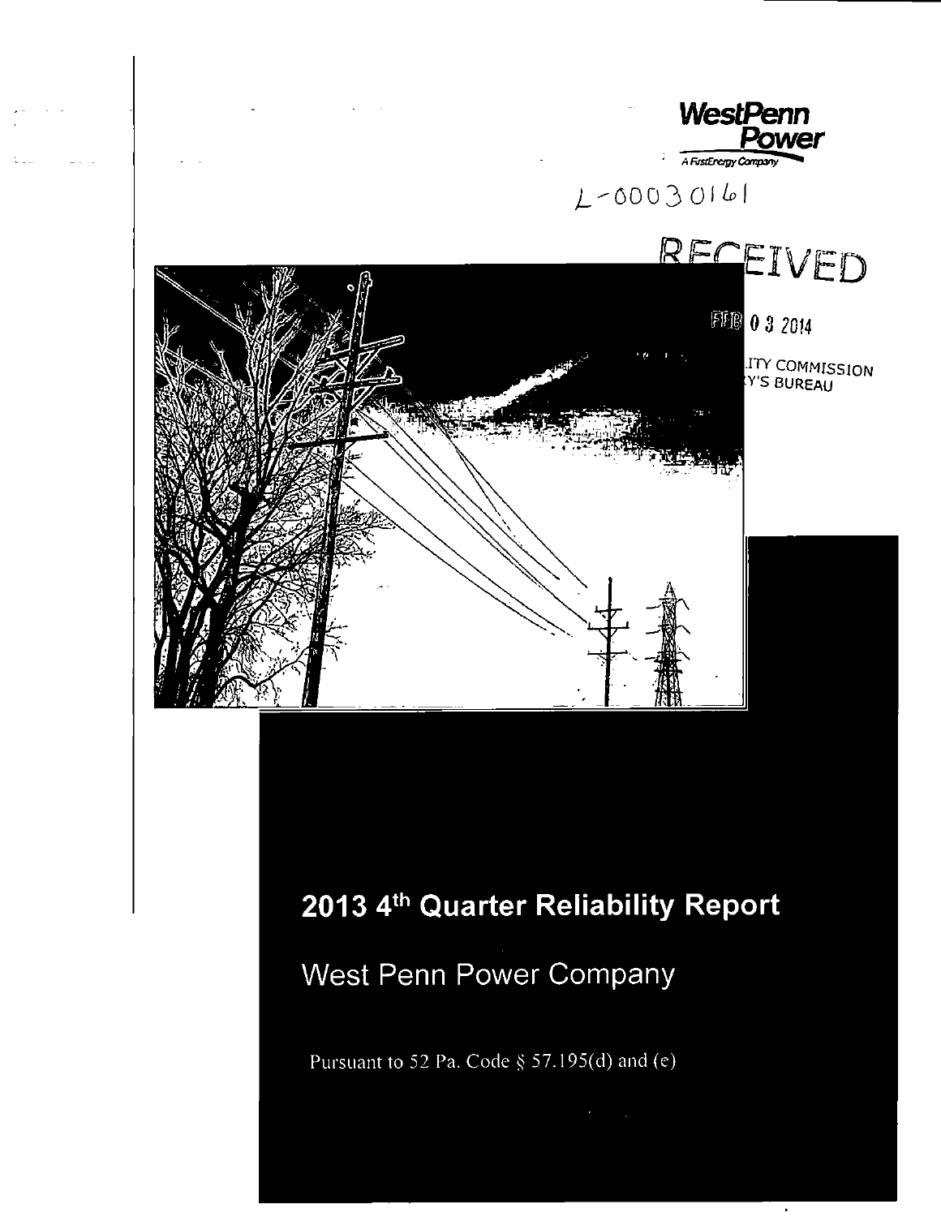WestPenn Power

A FirstEnergy Company

L-00030161

RECEIVED

FEB 0 3 2014

ITY COMMISSION
Y'S BUREAU

# 2013 4th Quarter Reliability Report

## West Penn Power Company

Pursuant to 52 Pa. Code § 57.195(d) and (e)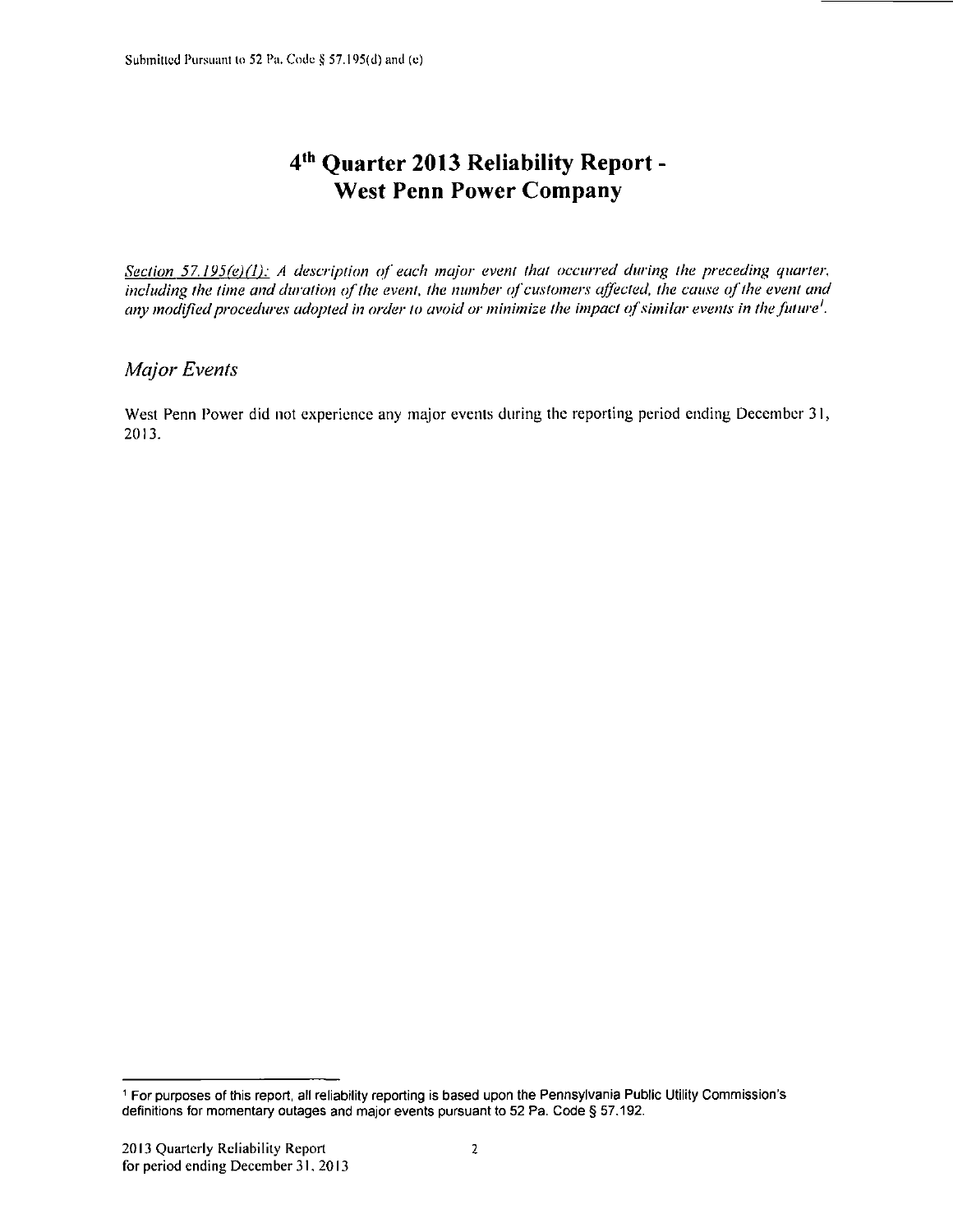Submitted Pursuant to 52 Pa. Code § 57.195(d) and (e)

# 4th Quarter 2013 Reliability Report - West Penn Power Company

*<u>Section 57.195(e)(1):</u> A description of each major event that occurred during the preceding quarter, including the time and duration of the event, the number of customers affected, the cause of the event and any modified procedures adopted in order to avoid or minimize the impact of similar events in the future*[1].

## *Major Events*

West Penn Power did not experience any major events during the reporting period ending December 31, 2013.

[1] For purposes of this report, all reliability reporting is based upon the Pennsylvania Public Utility Commission's definitions for momentary outages and major events pursuant to 52 Pa. Code § 57.192.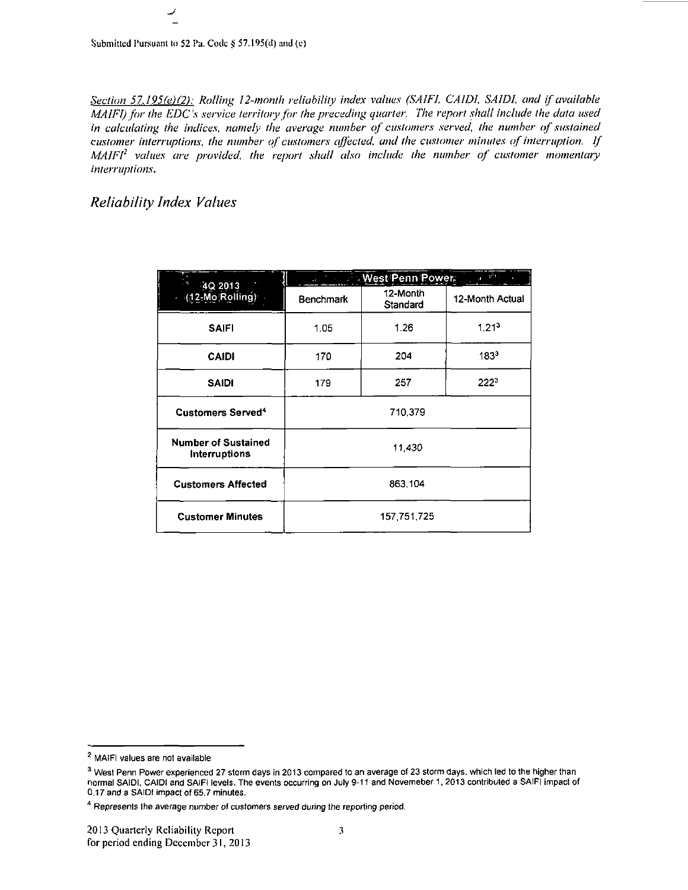Submitted Pursuant to 52 Pa. Code § 57.195(d) and (e)

*Section 57.195(e)(2): Rolling 12-month reliability index values (SAIFI, CAIDI, SAIDI, and if available MAIFI) for the EDC's service territory for the preceding quarter. The report shall include the data used in calculating the indices, namely the average number of customers served, the number of sustained customer interruptions, the number of customers affected, and the customer minutes of interruption. If MAIFI[2] values are provided, the report shall also include the number of customer momentary interruptions.*

## *Reliability Index Values*

| 4Q 2013 (12-Mo Rolling) | West Penn Power | | |
|---|---|---|---|
| | Benchmark | 12-Month Standard | 12-Month Actual |
| SAIFI | 1.05 | 1.26 | 1.21[3] |
| CAIDI | 170 | 204 | 183[3] |
| SAIDI | 179 | 257 | 222[3] |
| Customers Served[4] | 710,379 | | |
| Number of Sustained Interruptions | 11,430 | | |
| Customers Affected | 863,104 | | |
| Customer Minutes | 157,751,725 | | |

[2] MAIFI values are not available

[3] West Penn Power experienced 27 storm days in 2013 compared to an average of 23 storm days, which led to the higher than normal SAIDI, CAIDI and SAIFI levels. The events occurring on July 9-11 and Novemeber 1, 2013 contributed a SAIFI impact of 0.17 and a SAIDI impact of 65.7 minutes.

[4] Represents the average number of customers served during the reporting period.

2013 Quarterly Reliability Report
for period ending December 31, 2013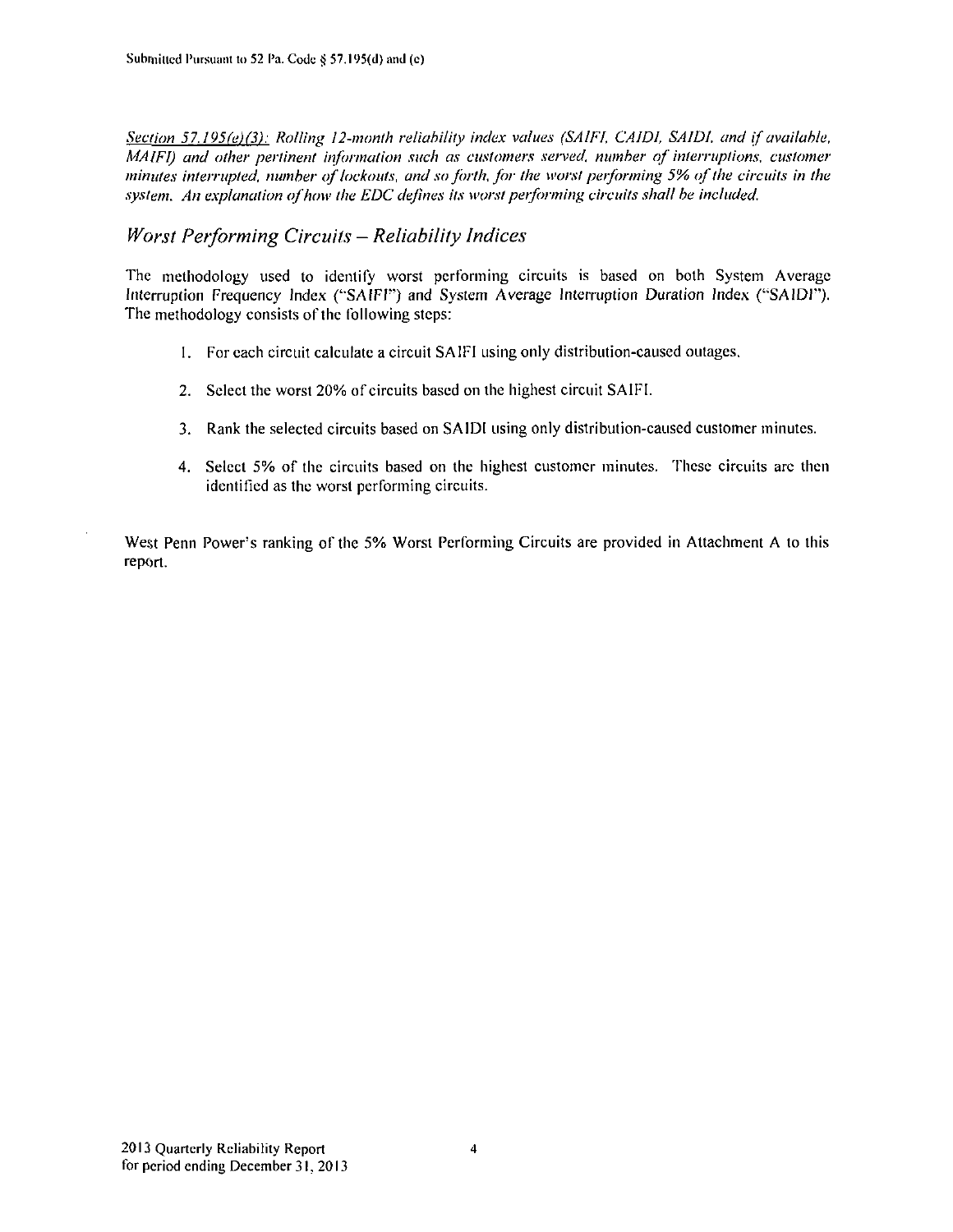*Section 57.195(e)(3): Rolling 12-month reliability index values (SAIFI, CAIDI, SAIDI, and if available, MAIFI) and other pertinent information such as customers served, number of interruptions, customer minutes interrupted, number of lockouts, and so forth, for the worst performing 5% of the circuits in the system. An explanation of how the EDC defines its worst performing circuits shall be included.*

## *Worst Performing Circuits – Reliability Indices*

The methodology used to identify worst performing circuits is based on both System Average Interruption Frequency Index ("SAIFI") and System Average Interruption Duration Index ("SAIDI"). The methodology consists of the following steps:

1. For each circuit calculate a circuit SAIFI using only distribution-caused outages.
2. Select the worst 20% of circuits based on the highest circuit SAIFI.
3. Rank the selected circuits based on SAIDI using only distribution-caused customer minutes.
4. Select 5% of the circuits based on the highest customer minutes. These circuits are then identified as the worst performing circuits.

West Penn Power's ranking of the 5% Worst Performing Circuits are provided in Attachment A to this report.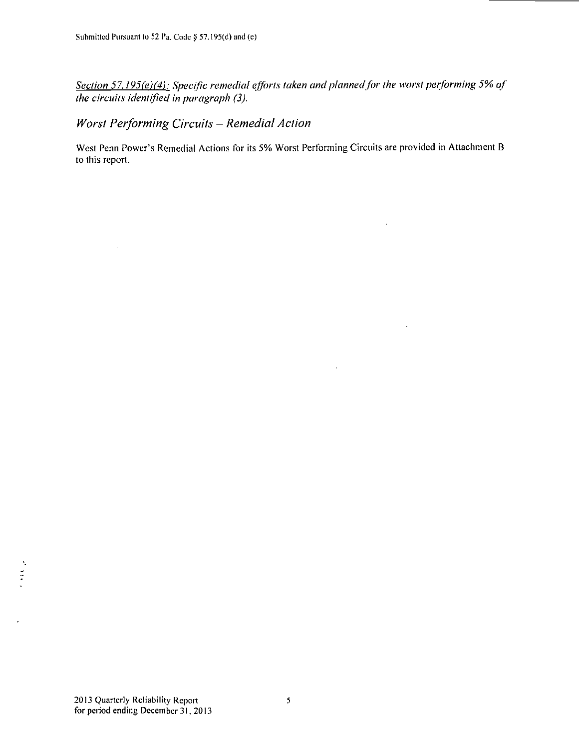*<u>Section 57.195(e)(4):</u> Specific remedial efforts taken and planned for the worst performing 5% of the circuits identified in paragraph (3).*

## *Worst Performing Circuits – Remedial Action*

West Penn Power's Remedial Actions for its 5% Worst Performing Circuits are provided in Attachment B to this report.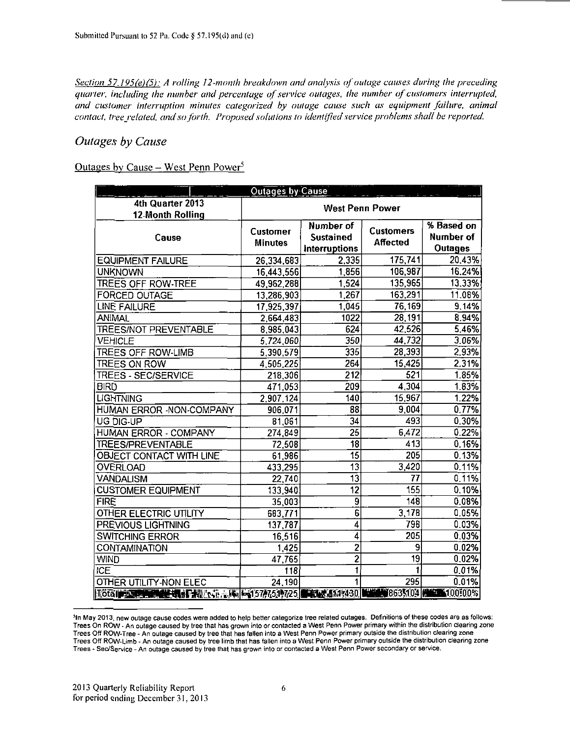Submitted Pursuant to 52 Pa. Code § 57.195(d) and (e)

*Section 57.195(e)(5): A rolling 12-month breakdown and analysis of outage causes during the preceding quarter, including the number and percentage of service outages, the number of customers interrupted, and customer interruption minutes categorized by outage cause such as equipment failure, animal contact, tree related, and so forth. Proposed solutions to identified service problems shall be reported.*

## *Outages by Cause*

Outages by Cause – West Penn Power[5]

| Outages by Cause | | | | |
|---|---|---|---|---|
| **4th Quarter 2013 12-Month Rolling** | **West Penn Power** | | | |
| **Cause** | **Customer Minutes** | **Number of Sustained Interruptions** | **Customers Affected** | **% Based on Number of Outages** |
| EQUIPMENT FAILURE | 26,334,683 | 2,335 | 175,741 | 20.43% |
| UNKNOWN | 16,443,556 | 1,856 | 106,987 | 16.24% |
| TREES OFF ROW-TREE | 49,962,288 | 1,524 | 135,965 | 13.33% |
| FORCED OUTAGE | 13,286,903 | 1,267 | 163,291 | 11.08% |
| LINE FAILURE | 17,925,397 | 1,045 | 76,169 | 9.14% |
| ANIMAL | 2,664,483 | 1022 | 28,191 | 8.94% |
| TREES/NOT PREVENTABLE | 8,985,043 | 624 | 42,526 | 5.46% |
| VEHICLE | 5,724,060 | 350 | 44,732 | 3.06% |
| TREES OFF ROW-LIMB | 5,390,579 | 335 | 28,393 | 2.93% |
| TREES ON ROW | 4,505,225 | 264 | 15,425 | 2.31% |
| TREES - SEC/SERVICE | 218,306 | 212 | 521 | 1.85% |
| BIRD | 471,053 | 209 | 4,304 | 1.83% |
| LIGHTNING | 2,907,124 | 140 | 15,967 | 1.22% |
| HUMAN ERROR -NON-COMPANY | 906,071 | 88 | 9,004 | 0.77% |
| UG DIG-UP | 81,061 | 34 | 493 | 0.30% |
| HUMAN ERROR - COMPANY | 274,849 | 25 | 6,472 | 0.22% |
| TREES/PREVENTABLE | 72,508 | 18 | 413 | 0.16% |
| OBJECT CONTACT WITH LINE | 61,986 | 15 | 205 | 0.13% |
| OVERLOAD | 433,295 | 13 | 3,420 | 0.11% |
| VANDALISM | 22,740 | 13 | 77 | 0.11% |
| CUSTOMER EQUIPMENT | 133,940 | 12 | 155 | 0.10% |
| FIRE | 35,003 | 9 | 148 | 0.08% |
| OTHER ELECTRIC UTILITY | 683,771 | 6 | 3,178 | 0.05% |
| PREVIOUS LIGHTNING | 137,787 | 4 | 798 | 0.03% |
| SWITCHING ERROR | 16,516 | 4 | 205 | 0.03% |
| CONTAMINATION | 1,425 | 2 | 9 | 0.02% |
| WIND | 47,765 | 2 | 19 | 0.02% |
| ICE | 118 | 1 | 1 | 0.01% |
| OTHER UTILITY-NON ELEC | 24,190 | 1 | 295 | 0.01% |
| Total | 157,751,725 | 11,430 | 863,104 | 100.00% |

[5]In May 2013, new outage cause codes were added to help better categorize tree related outages. Definitions of these codes are as follows:
Trees On ROW - An outage caused by tree that has grown into or contacted a West Penn Power primary within the distribution clearing zone
Trees Off ROW-Tree - An outage caused by tree that has fallen into a West Penn Power primary outside the distribution clearing zone
Trees Off ROW-Limb - An outage caused by tree limb that has fallen into a West Penn Power primary outside the distribution clearing zone
Trees - Sec/Service - An outage caused by tree that has grown into or contacted a West Penn Power secondary or service.

2013 Quarterly Reliability Report
for period ending December 31, 2013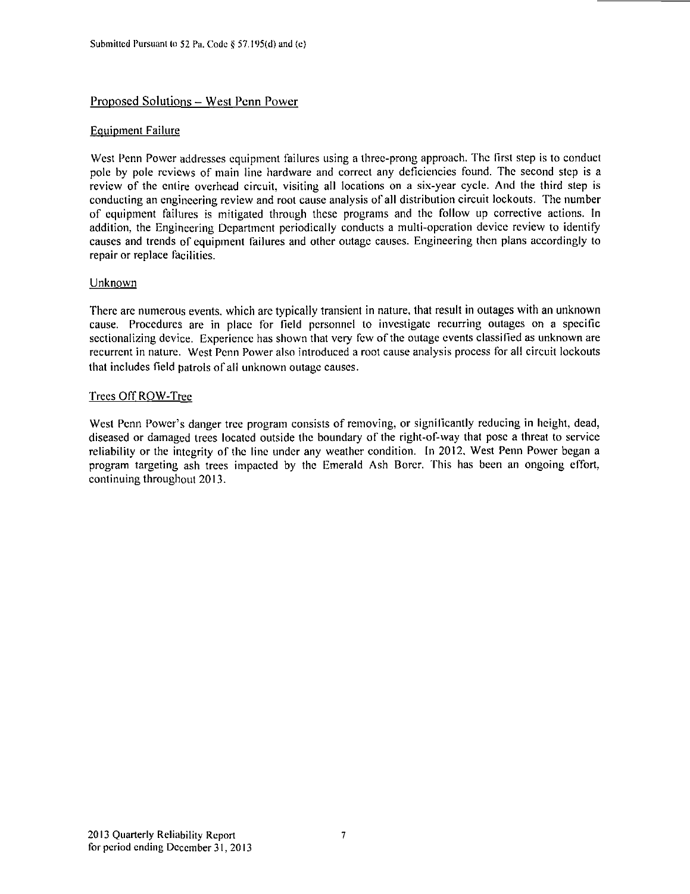## Proposed Solutions – West Penn Power

### Equipment Failure

West Penn Power addresses equipment failures using a three-prong approach. The first step is to conduct pole by pole reviews of main line hardware and correct any deficiencies found. The second step is a review of the entire overhead circuit, visiting all locations on a six-year cycle. And the third step is conducting an engineering review and root cause analysis of all distribution circuit lockouts. The number of equipment failures is mitigated through these programs and the follow up corrective actions. In addition, the Engineering Department periodically conducts a multi-operation device review to identify causes and trends of equipment failures and other outage causes. Engineering then plans accordingly to repair or replace facilities.

### Unknown

There are numerous events, which are typically transient in nature, that result in outages with an unknown cause. Procedures are in place for field personnel to investigate recurring outages on a specific sectionalizing device. Experience has shown that very few of the outage events classified as unknown are recurrent in nature. West Penn Power also introduced a root cause analysis process for all circuit lockouts that includes field patrols of all unknown outage causes.

### Trees Off ROW-Tree

West Penn Power's danger tree program consists of removing, or significantly reducing in height, dead, diseased or damaged trees located outside the boundary of the right-of-way that pose a threat to service reliability or the integrity of the line under any weather condition. In 2012, West Penn Power began a program targeting ash trees impacted by the Emerald Ash Borer. This has been an ongoing effort, continuing throughout 2013.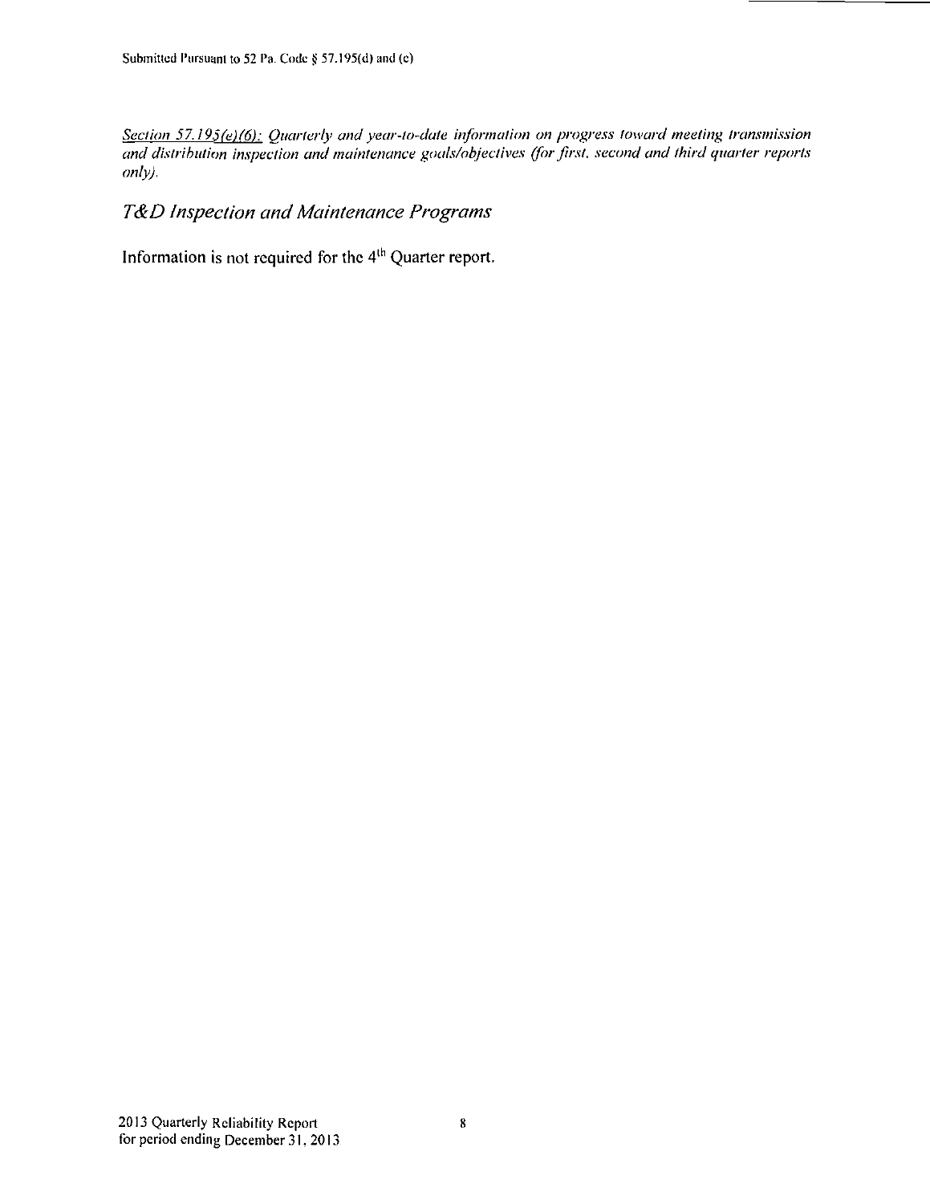*<u>Section 57.195(e)(6):</u> Quarterly and year-to-date information on progress toward meeting transmission and distribution inspection and maintenance goals/objectives (for first, second and third quarter reports only).*

## *T&D Inspection and Maintenance Programs*

Information is not required for the 4th Quarter report.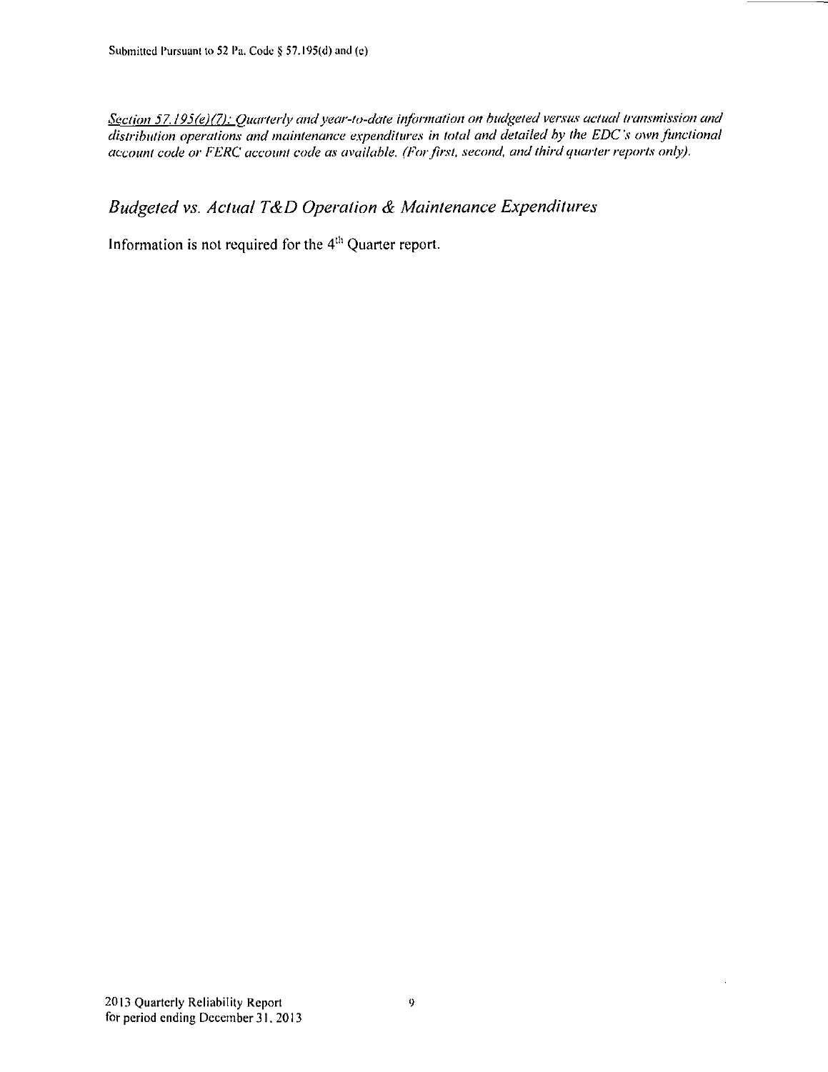*Section 57.195(e)(7): Quarterly and year-to-date information on budgeted versus actual transmission and distribution operations and maintenance expenditures in total and detailed by the EDC's own functional account code or FERC account code as available. (For first, second, and third quarter reports only).*

## *Budgeted vs. Actual T&D Operation & Maintenance Expenditures*

Information is not required for the 4th Quarter report.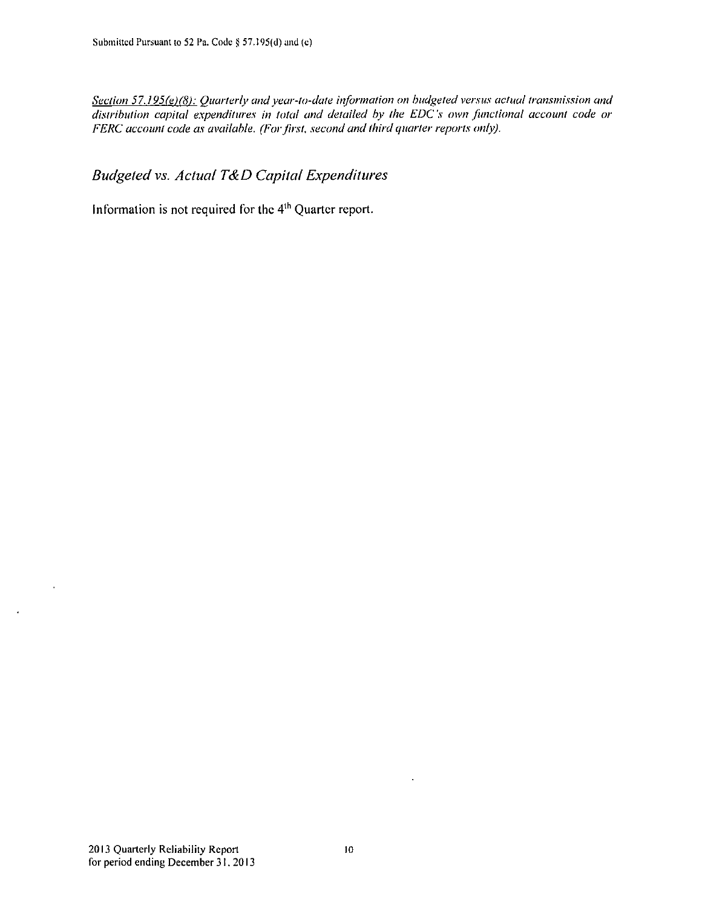*<u>Section 57.195(e)(8):</u> Quarterly and year-to-date information on budgeted versus actual transmission and distribution capital expenditures in total and detailed by the EDC's own functional account code or FERC account code as available. (For first, second and third quarter reports only).*

## *Budgeted vs. Actual T&D Capital Expenditures*

Information is not required for the 4th Quarter report.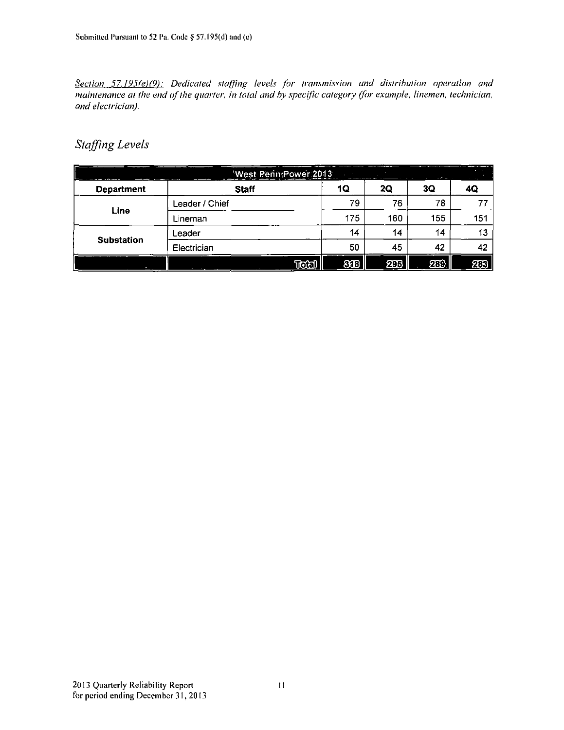*Section 57.195(e)(9): Dedicated staffing levels for transmission and distribution operation and maintenance at the end of the quarter, in total and by specific category (for example, linemen, technician, and electrician).*

## *Staffing Levels*

| West Penn Power 2013 | | | | | |
|---|---|---|---|---|---|
| **Department** | **Staff** | **1Q** | **2Q** | **3Q** | **4Q** |
| **Line** | Leader / Chief | 79 | 76 | 78 | 77 |
| | Lineman | 175 | 160 | 155 | 151 |
| **Substation** | Leader | 14 | 14 | 14 | 13 |
| | Electrician | 50 | 45 | 42 | 42 |
| | **Total** | **318** | **295** | **289** | **283** |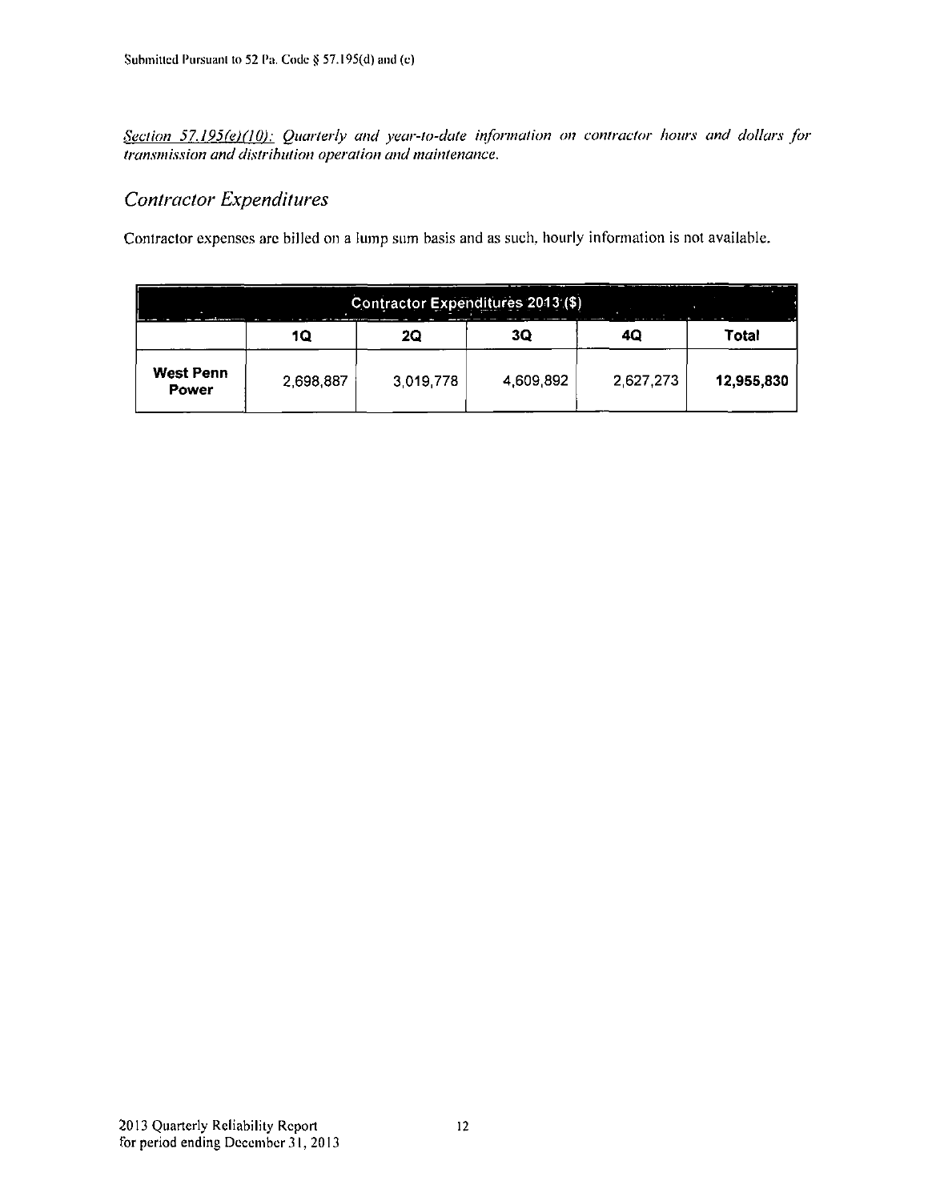*Section 57.195(e)(10): Quarterly and year-to-date information on contractor hours and dollars for transmission and distribution operation and maintenance.*

## *Contractor Expenditures*

Contractor expenses are billed on a lump sum basis and as such, hourly information is not available.

| Contractor Expenditures 2013 ($) | | | | | |
|---|---|---|---|---|---|
| | 1Q | 2Q | 3Q | 4Q | Total |
| **West Penn Power** | 2,698,887 | 3,019,778 | 4,609,892 | 2,627,273 | **12,955,830** |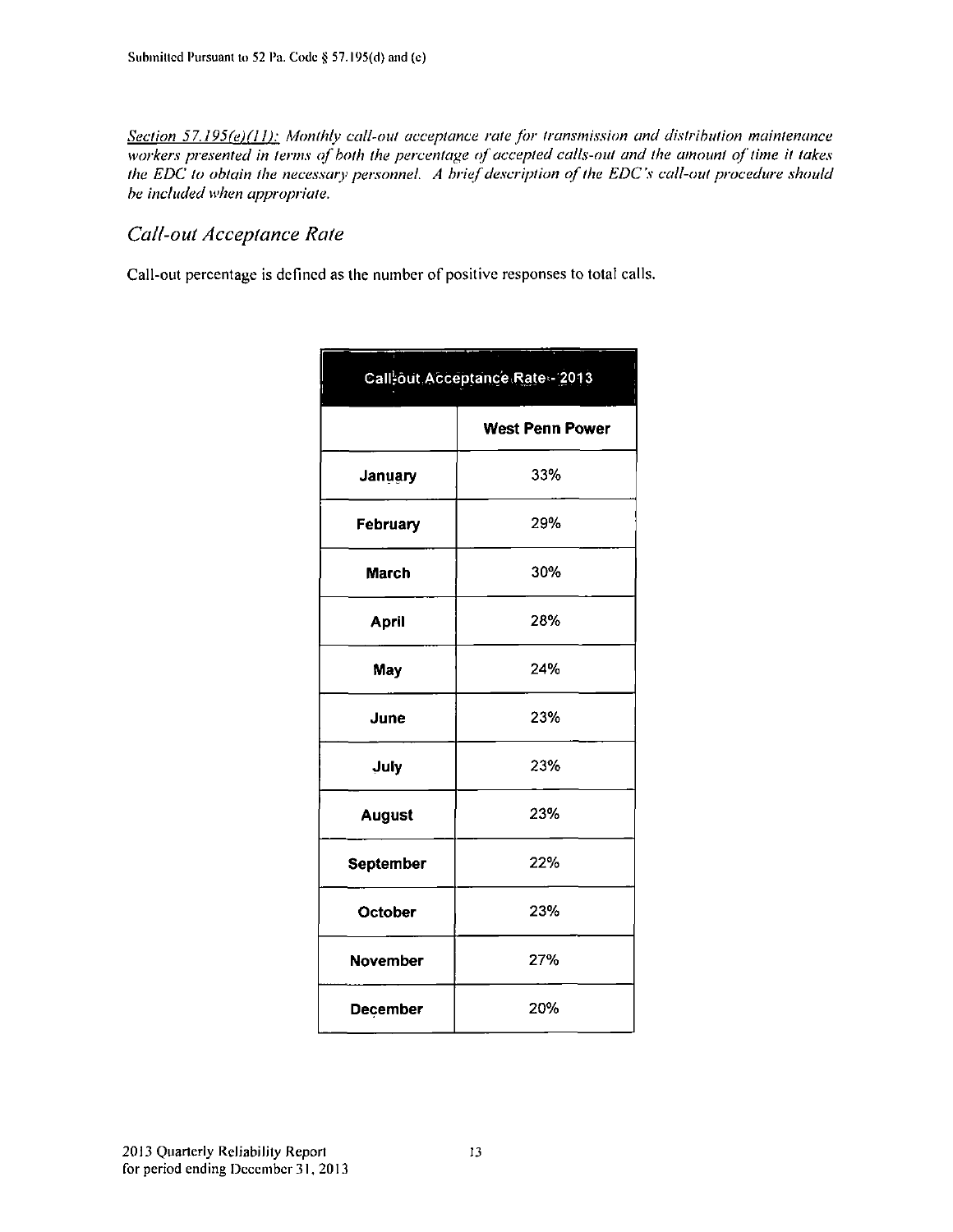*Section 57.195(e)(11): Monthly call-out acceptance rate for transmission and distribution maintenance workers presented in terms of both the percentage of accepted calls-out and the amount of time it takes the EDC to obtain the necessary personnel. A brief description of the EDC's call-out procedure should be included when appropriate.*

## *Call-out Acceptance Rate*

Call-out percentage is defined as the number of positive responses to total calls.

| Call-out Acceptance Rate - 2013 | |
|---|---|
| | **West Penn Power** |
| **January** | 33% |
| **February** | 29% |
| **March** | 30% |
| **April** | 28% |
| **May** | 24% |
| **June** | 23% |
| **July** | 23% |
| **August** | 23% |
| **September** | 22% |
| **October** | 23% |
| **November** | 27% |
| **December** | 20% |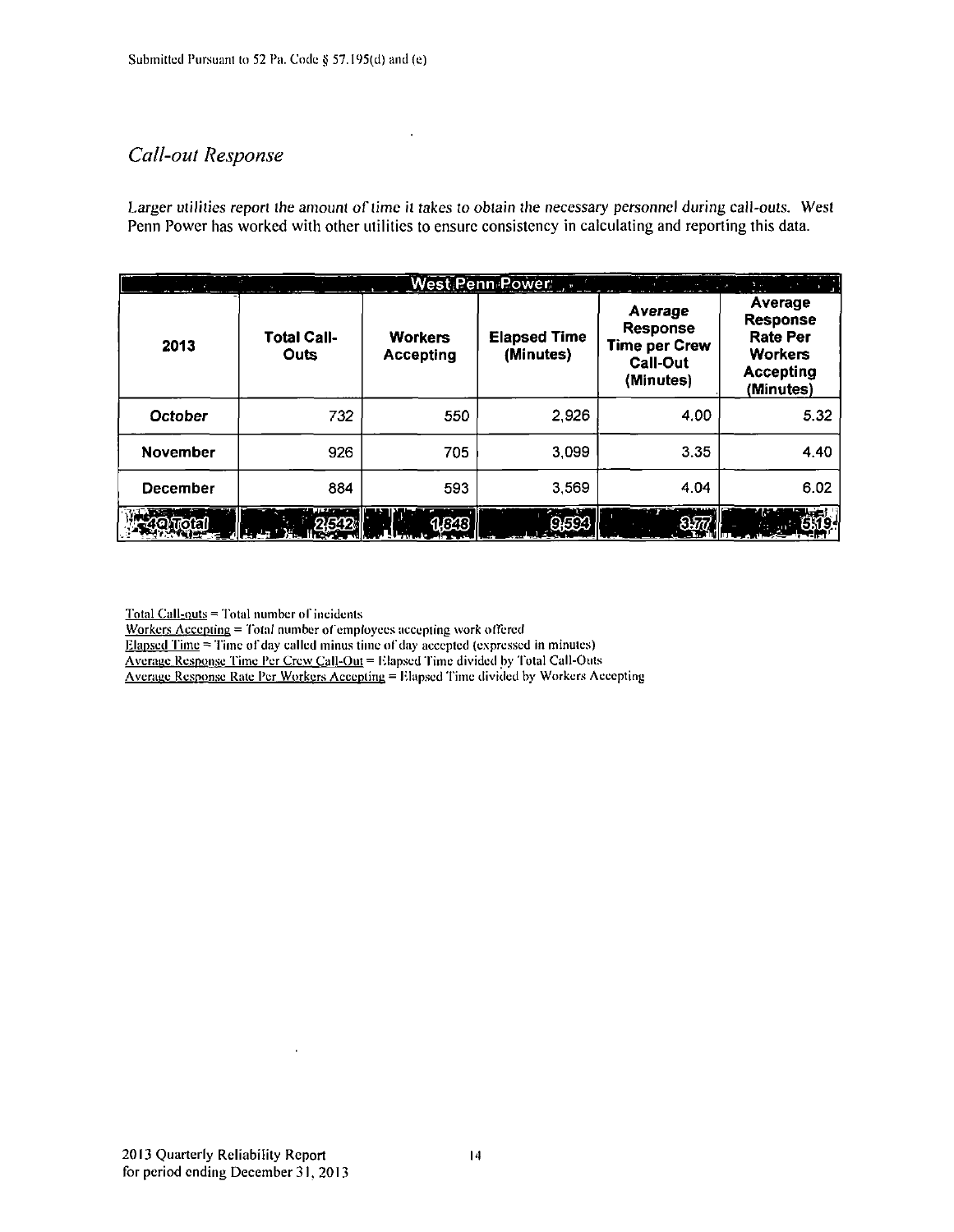## *Call-out Response*

*Larger utilities report the amount of time it takes to obtain the necessary personnel during call-outs. West Penn Power has worked with other utilities to ensure consistency in calculating and reporting this data.*

| West Penn Power | | | | | |
|---|---|---|---|---|---|
| **2013** | **Total Call-Outs** | **Workers Accepting** | **Elapsed Time (Minutes)** | **Average Response Time per Crew Call-Out (Minutes)** | **Average Response Rate Per Workers Accepting (Minutes)** |
| **October** | 732 | 550 | 2,926 | 4.00 | 5.32 |
| **November** | 926 | 705 | 3,099 | 3.35 | 4.40 |
| **December** | 884 | 593 | 3,569 | 4.04 | 6.02 |
| **4Q Total** | 2,542 | 1,848 | 9,594 | 3.77 | 5.19 |

<u>Total Call-outs</u> = Total number of incidents
<u>Workers Accepting</u> = Total number of employees accepting work offered
<u>Elapsed Time</u> = Time of day called minus time of day accepted (expressed in minutes)
<u>Average Response Time Per Crew Call-Out</u> = Elapsed Time divided by Total Call-Outs
<u>Average Response Rate Per Workers Accepting</u> = Elapsed Time divided by Workers Accepting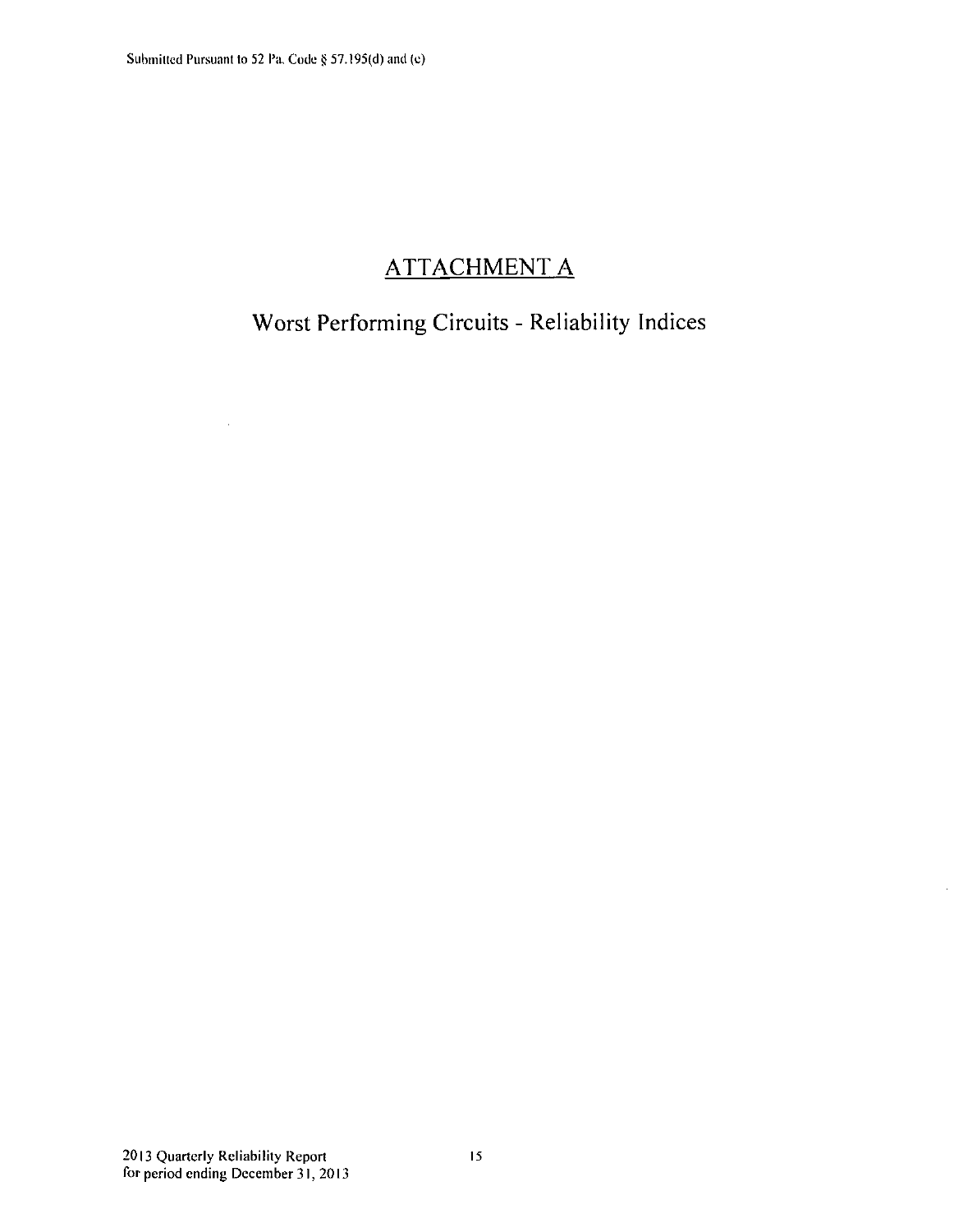# ATTACHMENT A

## Worst Performing Circuits - Reliability Indices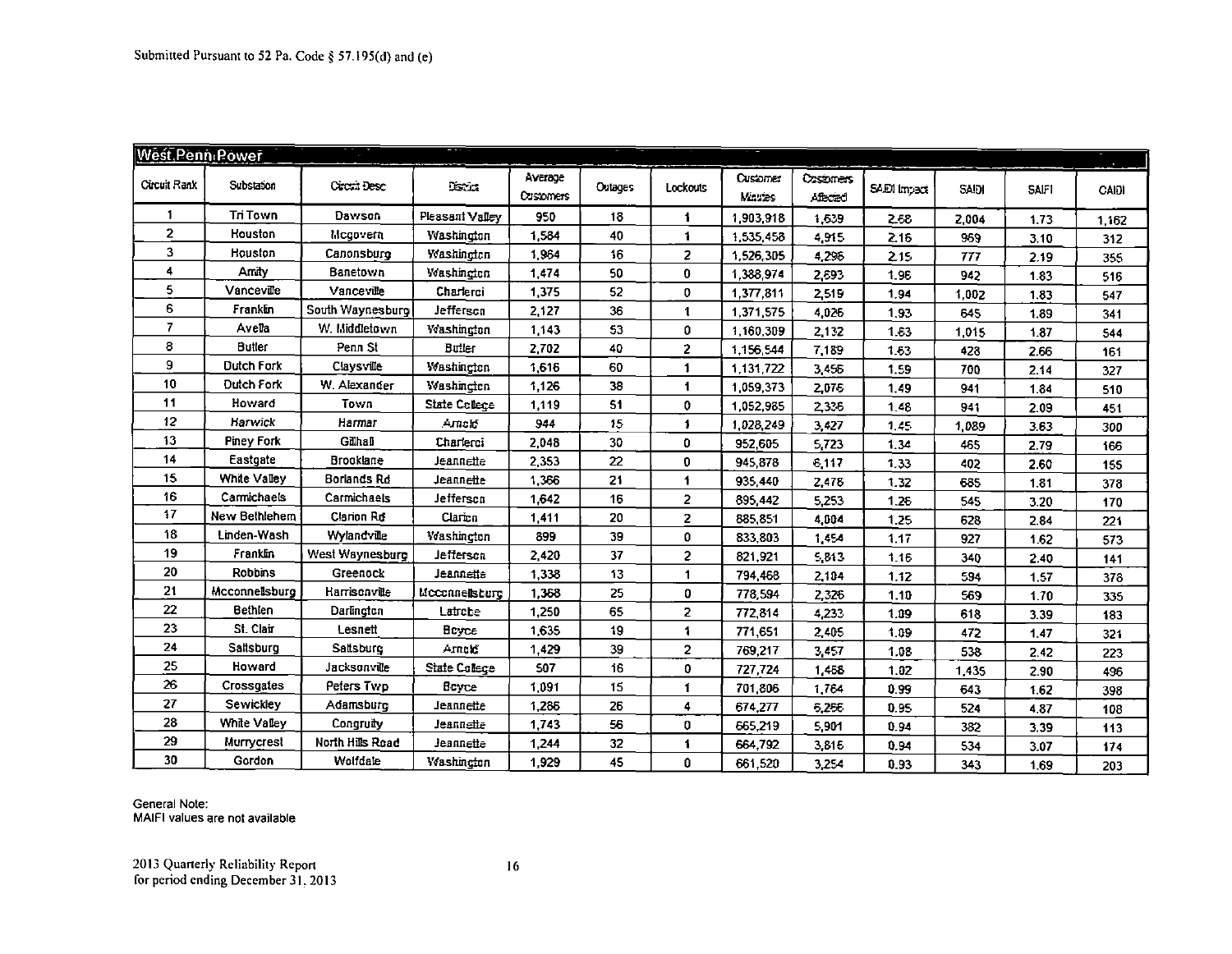Submitted Pursuant to 52 Pa. Code § 57.195(d) and (e)

| West Penn Power | | | | | | | | | | | | |
|---|---|---|---|---|---|---|---|---|---|---|---|---|
| Circuit Rank | Substation | Circuit Desc | District | Average Customers | Outages | Lockouts | Customer Minutes | Customers Affected | SAIDI Impact | SAIDI | SAIFI | CAIDI |
| 1 | Tri Town | Dawson | Pleasant Valley | 950 | 18 | 1 | 1,903,918 | 1,639 | 2.68 | 2,004 | 1.73 | 1,162 |
| 2 | Houston | Mcgovern | Washington | 1,584 | 40 | 1 | 1,535,458 | 4,915 | 2.16 | 969 | 3.10 | 312 |
| 3 | Houston | Canonsburg | Washington | 1,964 | 16 | 2 | 1,526,305 | 4,296 | 2.15 | 777 | 2.19 | 355 |
| 4 | Amity | Banetown | Washington | 1,474 | 50 | 0 | 1,388,974 | 2,693 | 1.96 | 942 | 1.83 | 516 |
| 5 | Vanceville | Vanceville | Charleroi | 1,375 | 52 | 0 | 1,377,811 | 2,519 | 1.94 | 1,002 | 1.83 | 547 |
| 6 | Franklin | South Waynesburg | Jefferson | 2,127 | 36 | 1 | 1,371,575 | 4,026 | 1.93 | 645 | 1.89 | 341 |
| 7 | Avella | W. Middletown | Washington | 1,143 | 53 | 0 | 1,160,309 | 2,132 | 1.63 | 1,015 | 1.87 | 544 |
| 8 | Butler | Penn St | Butler | 2,702 | 40 | 2 | 1,156,544 | 7,189 | 1.63 | 428 | 2.66 | 161 |
| 9 | Dutch Fork | Claysville | Washington | 1,616 | 60 | 1 | 1,131,722 | 3,456 | 1.59 | 700 | 2.14 | 327 |
| 10 | Dutch Fork | W. Alexander | Washington | 1,126 | 38 | 1 | 1,059,373 | 2,076 | 1.49 | 941 | 1.84 | 510 |
| 11 | Howard | Town | State College | 1,119 | 51 | 0 | 1,052,985 | 2,336 | 1.48 | 941 | 2.09 | 451 |
| 12 | Harwick | Harmar | Arnold | 944 | 15 | 1 | 1,028,249 | 3,427 | 1.45 | 1,089 | 3.63 | 300 |
| 13 | Piney Fork | Gillhall | Charleroi | 2,048 | 30 | 0 | 952,605 | 5,723 | 1.34 | 465 | 2.79 | 166 |
| 14 | Eastgate | Brooklane | Jeannette | 2,353 | 22 | 0 | 945,878 | 6,117 | 1.33 | 402 | 2.60 | 155 |
| 15 | White Valley | Borlands Rd | Jeannette | 1,366 | 21 | 1 | 935,440 | 2,476 | 1.32 | 685 | 1.81 | 378 |
| 16 | Carmichaels | Carmichaels | Jefferson | 1,642 | 16 | 2 | 895,442 | 5,253 | 1.26 | 545 | 3.20 | 170 |
| 17 | New Bethlehem | Clarion Rd | Clarion | 1,411 | 20 | 2 | 885,851 | 4,004 | 1.25 | 628 | 2.84 | 221 |
| 18 | Linden-Wash | Wylandville | Washington | 899 | 39 | 0 | 833,803 | 1,454 | 1.17 | 927 | 1.62 | 573 |
| 19 | Franklin | West Waynesburg | Jefferson | 2,420 | 37 | 2 | 821,921 | 5,813 | 1.16 | 340 | 2.40 | 141 |
| 20 | Robbins | Greenock | Jeannette | 1,338 | 13 | 1 | 794,468 | 2,104 | 1.12 | 594 | 1.57 | 378 |
| 21 | Mcconnellsburg | Harrisonville | Mcconnellsburg | 1,368 | 25 | 0 | 778,594 | 2,326 | 1.10 | 569 | 1.70 | 335 |
| 22 | Bethlen | Darlington | Latrobe | 1,250 | 65 | 2 | 772,814 | 4,233 | 1.09 | 618 | 3.39 | 183 |
| 23 | St. Clair | Lesnett | Boyce | 1,635 | 19 | 1 | 771,651 | 2,405 | 1.09 | 472 | 1.47 | 321 |
| 24 | Saltsburg | Saltsburg | Arnold | 1,429 | 39 | 2 | 769,217 | 3,457 | 1.08 | 538 | 2.42 | 223 |
| 25 | Howard | Jacksonville | State College | 507 | 16 | 0 | 727,724 | 1,468 | 1.02 | 1,435 | 2.90 | 496 |
| 26 | Crossgates | Peters Twp | Boyce | 1,091 | 15 | 1 | 701,806 | 1,764 | 0.99 | 643 | 1.62 | 398 |
| 27 | Sewickley | Adamsburg | Jeannette | 1,286 | 26 | 4 | 674,277 | 6,266 | 0.95 | 524 | 4.87 | 108 |
| 28 | White Valley | Congruity | Jeannette | 1,743 | 56 | 0 | 665,219 | 5,901 | 0.94 | 382 | 3.39 | 113 |
| 29 | Murrycrest | North Hills Road | Jeannette | 1,244 | 32 | 1 | 664,792 | 3,816 | 0.94 | 534 | 3.07 | 174 |
| 30 | Gordon | Wolfdale | Washington | 1,929 | 45 | 0 | 661,520 | 3,254 | 0.93 | 343 | 1.69 | 203 |

General Note:
MAIFI values are not available

2013 Quarterly Reliability Report
for period ending December 31, 2013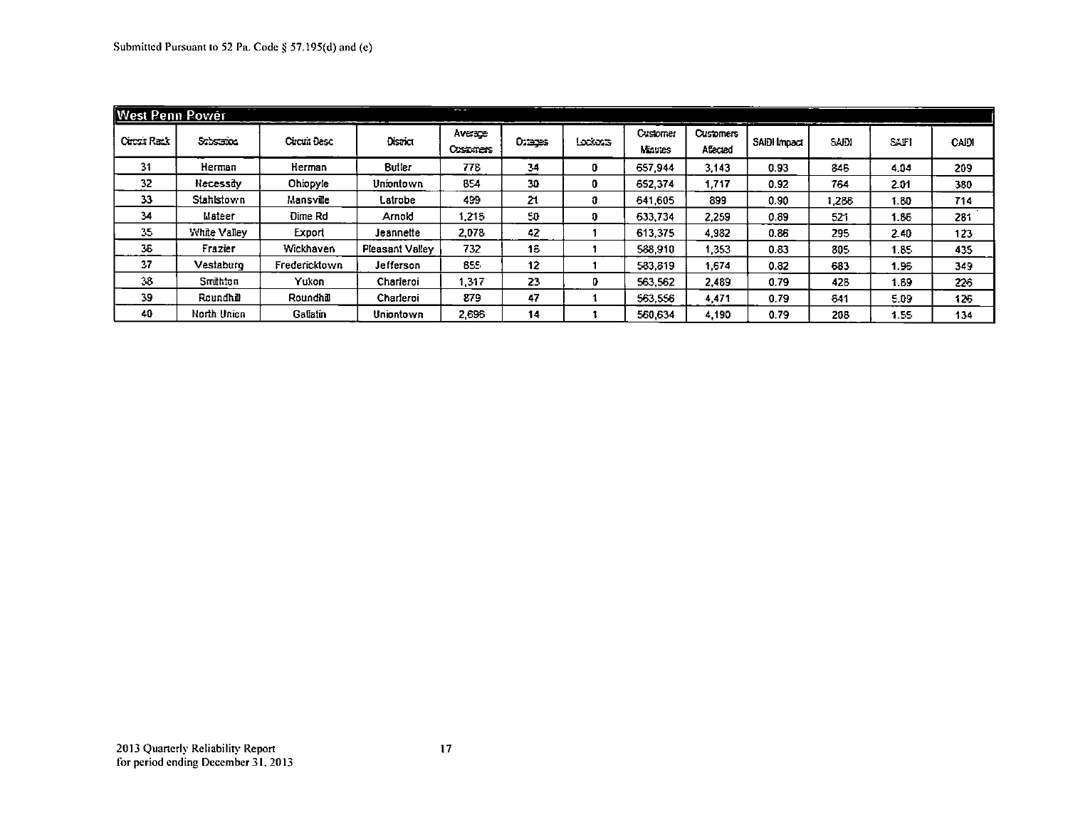Submitted Pursuant to 52 Pa. Code § 57.195(d) and (e)

| West Penn Power | | | | | | | | | | | | |
|---|---|---|---|---|---|---|---|---|---|---|---|---|
| Circuit Rank | Substation | Circuit Desc | District | Average Customers | Outages | Lockouts | Customer Minutes | Customers Affected | SAIDI Impact | SAIDI | SAIFI | CAIDI |
| 31 | Herman | Herman | Butler | 778 | 34 | 0 | 657,944 | 3,143 | 0.93 | 846 | 4.04 | 209 |
| 32 | Necessity | Ohiopyle | Uniontown | 854 | 30 | 0 | 652,374 | 1,717 | 0.92 | 764 | 2.01 | 380 |
| 33 | Stahlstown | Mansville | Latrobe | 499 | 21 | 0 | 641,605 | 899 | 0.90 | 1,286 | 1.80 | 714 |
| 34 | Mateer | Dime Rd | Arnold | 1,216 | 50 | 0 | 633,734 | 2,259 | 0.89 | 521 | 1.86 | 281 |
| 35 | White Valley | Export | Jeannette | 2,078 | 42 | 1 | 613,375 | 4,982 | 0.86 | 295 | 2.40 | 123 |
| 36 | Frazier | Wickhaven | Pleasant Valley | 732 | 16 | 1 | 588,910 | 1,353 | 0.83 | 805 | 1.85 | 435 |
| 37 | Vestaburg | Fredericktown | Jefferson | 855 | 12 | 1 | 583,819 | 1,674 | 0.82 | 683 | 1.96 | 349 |
| 38 | Smithton | Yukon | Charleroi | 1,317 | 23 | 0 | 563,562 | 2,489 | 0.79 | 428 | 1.89 | 226 |
| 39 | Roundhill | Roundhill | Charleroi | 879 | 47 | 1 | 563,556 | 4,471 | 0.79 | 641 | 5.09 | 126 |
| 40 | North Union | Gallatin | Uniontown | 2,696 | 14 | 1 | 560,634 | 4,190 | 0.79 | 208 | 1.55 | 134 |

2013 Quarterly Reliability Report
for period ending December 31, 2013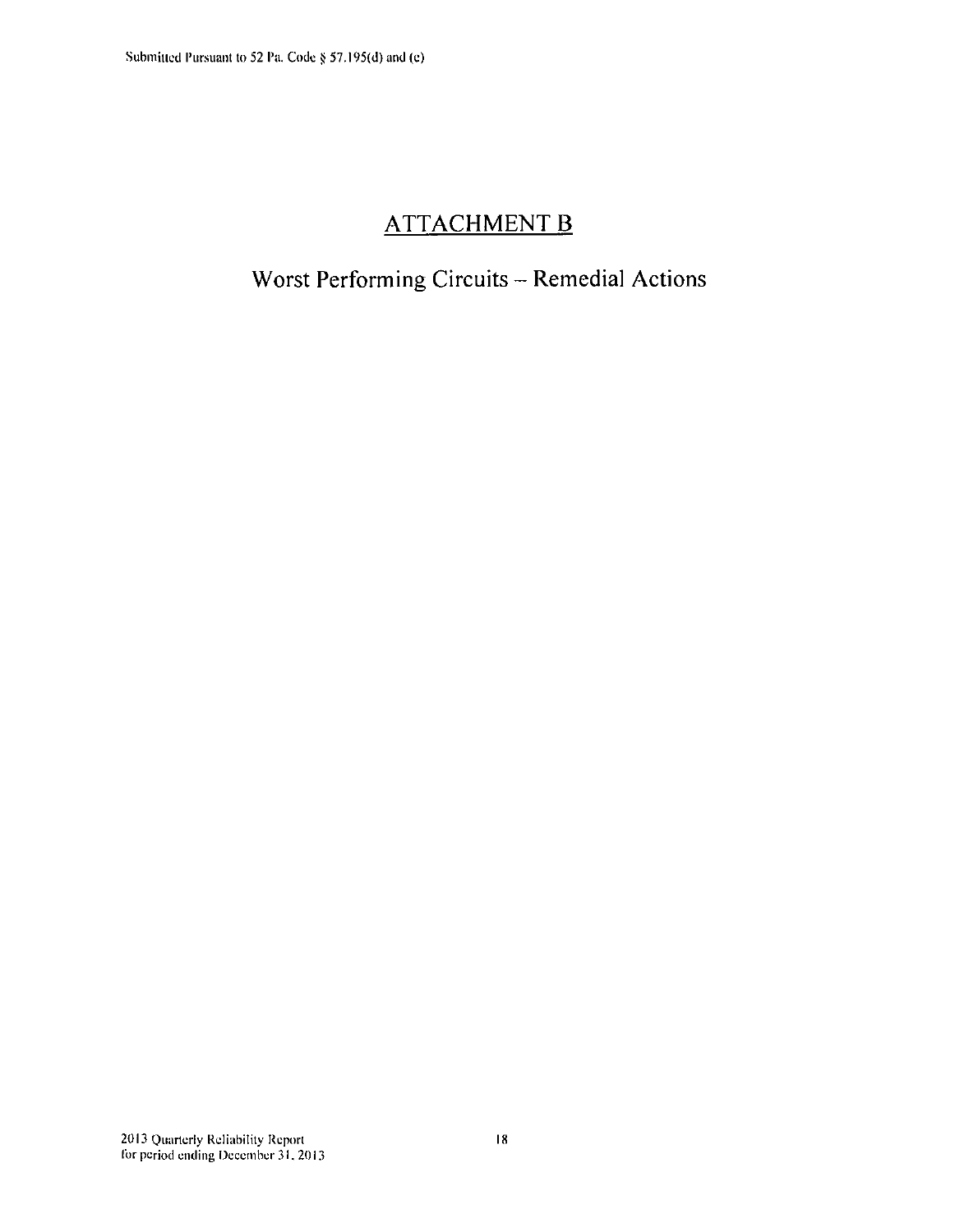# ATTACHMENT B

## Worst Performing Circuits – Remedial Actions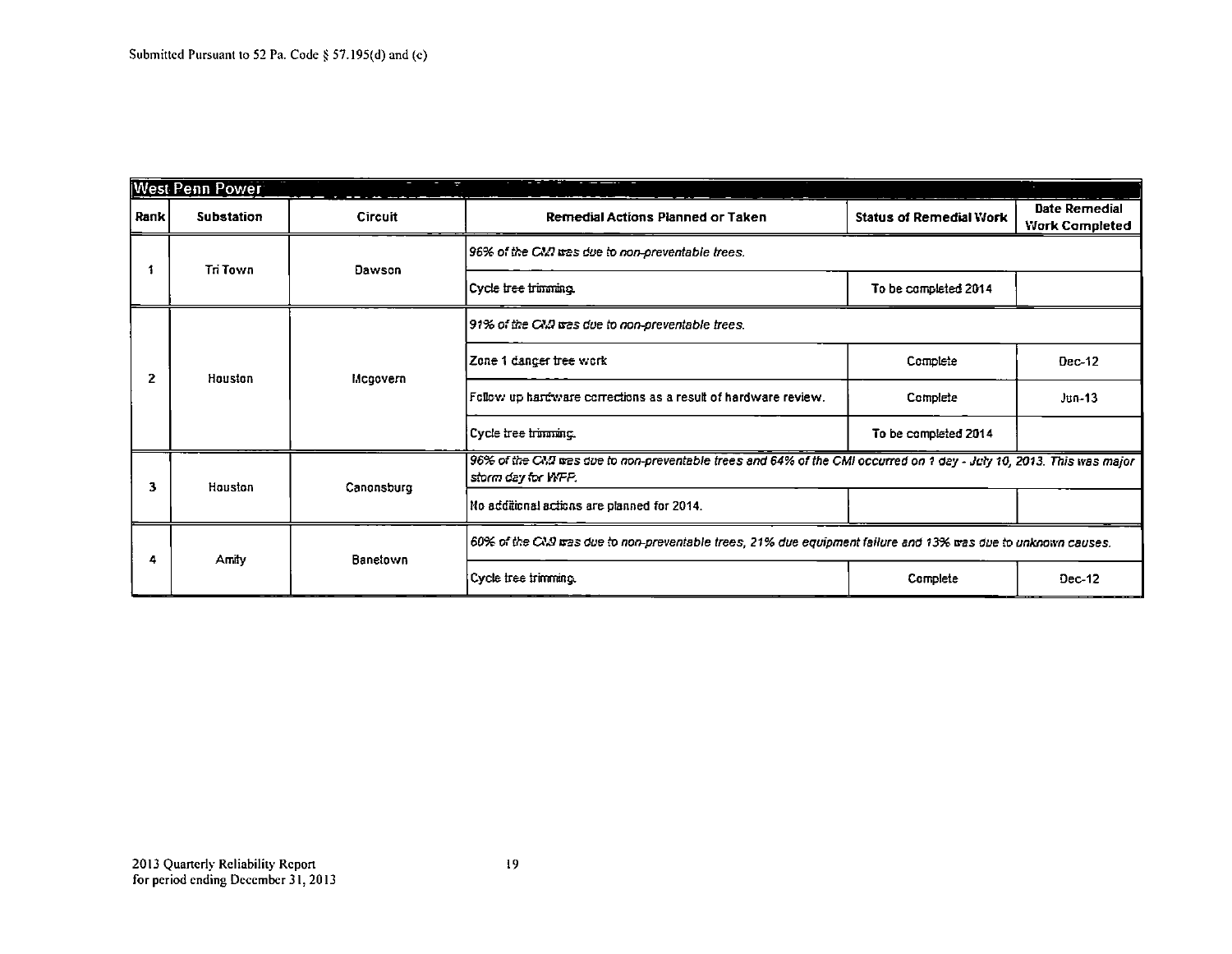Submitted Pursuant to 52 Pa. Code § 57.195(d) and (e)

| West Penn Power | | | | | |
|---|---|---|---|---|---|
| **Rank** | **Substation** | **Circuit** | **Remedial Actions Planned or Taken** | **Status of Remedial Work** | **Date Remedial Work Completed** |
| 1 | Tri Town | Dawson | *96% of the CMI was due to non-preventable trees.* | | |
| | | | Cycle tree trimming. | To be completed 2014 | |
| 2 | Houston | Mcgovern | *91% of the CMI was due to non-preventable trees.* | | |
| | | | Zone 1 danger tree work | Complete | Dec-12 |
| | | | Follow up hardware corrections as a result of hardware review. | Complete | Jun-13 |
| | | | Cycle tree trimming. | To be completed 2014 | |
| 3 | Houston | Canonsburg | *96% of the CMI was due to non-preventable trees and 64% of the CMI occurred on 1 day - July 10, 2013. This was major storm day for WPP.* | | |
| | | | No additional actions are planned for 2014. | | |
| 4 | Amity | Banetown | *60% of the CMI was due to non-preventable trees, 21% due equipment failure and 13% was due to unknown causes.* | | |
| | | | Cycle tree trimming. | Complete | Dec-12 |

2013 Quarterly Reliability Report
for period ending December 31, 2013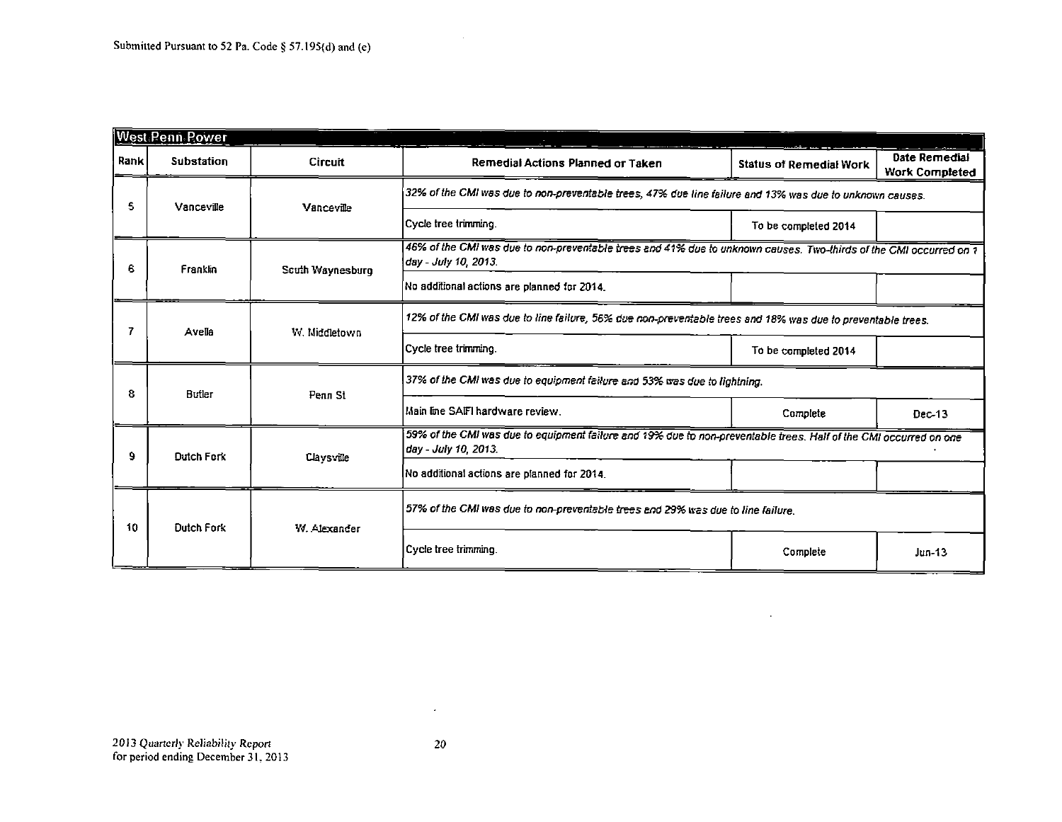Submitted Pursuant to 52 Pa. Code § 57.195(d) and (e)

| West Penn Power | | | | | |
|---|---|---|---|---|---|
| Rank | Substation | Circuit | Remedial Actions Planned or Taken | Status of Remedial Work | Date Remedial Work Completed |
| 5 | Vanceville | Vanceville | *32% of the CMI was due to non-preventable trees, 47% due line failure and 13% was due to unknown causes.* | | |
| | | | Cycle tree trimming. | To be completed 2014 | |
| 6 | Franklin | South Waynesburg | *46% of the CMI was due to non-preventable trees and 41% due to unknown causes. Two-thirds of the CMI occurred on 1 day - July 10, 2013.* | | |
| | | | No additional actions are planned for 2014. | | |
| 7 | Avella | W. Middletown | *12% of the CMI was due to line failure, 56% due non-preventable trees and 18% was due to preventable trees.* | | |
| | | | Cycle tree trimming. | To be completed 2014 | |
| 8 | Butler | Penn St | *37% of the CMI was due to equipment failure and 53% was due to lightning.* | | |
| | | | Main line SAIFI hardware review. | Complete | Dec-13 |
| 9 | Dutch Fork | Claysville | *59% of the CMI was due to equipment failure and 19% due to non-preventable trees. Half of the CMI occurred on one day - July 10, 2013.* | | |
| | | | No additional actions are planned for 2014. | | |
| 10 | Dutch Fork | W. Alexander | *57% of the CMI was due to non-preventable trees and 29% was due to line failure.* | | |
| | | | Cycle tree trimming. | Complete | Jun-13 |

2013 Quarterly Reliability Report
for period ending December 31, 2013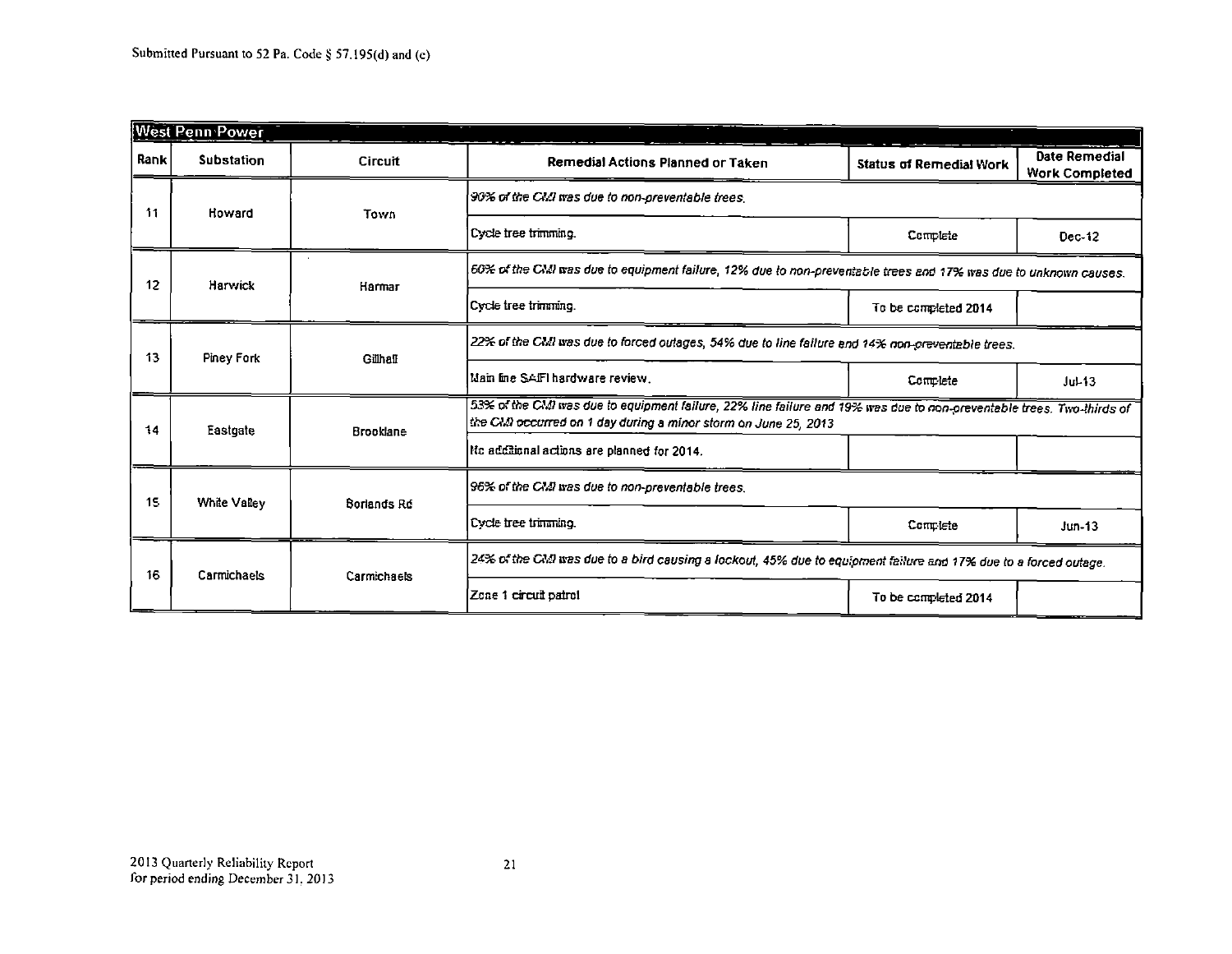Submitted Pursuant to 52 Pa. Code § 57.195(d) and (e)

| West Penn Power | | | | | |
|---|---|---|---|---|---|
| Rank | Substation | Circuit | Remedial Actions Planned or Taken | Status of Remedial Work | Date Remedial Work Completed |
| 11 | Howard | Town | *90% of the CMI was due to non-preventable trees.* | | |
| | | | Cycle tree trimming. | Complete | Dec-12 |
| 12 | Harwick | Harmar | *60% of the CMI was due to equipment failure, 12% due to non-preventable trees and 17% was due to unknown causes.* | | |
| | | | Cycle tree trimming. | To be completed 2014 | |
| 13 | Piney Fork | Gillhall | *22% of the CMI was due to forced outages, 54% due to line failure and 14% non-preventable trees.* | | |
| | | | Main line SAIFI hardware review. | Complete | Jul-13 |
| 14 | Eastgate | Brooklane | *53% of the CMI was due to equipment failure, 22% line failure and 19% was due to non-preventable trees. Two-thirds of the CMI occurred on 1 day during a minor storm on June 25, 2013* | | |
| | | | No additional actions are planned for 2014. | | |
| 15 | White Valley | Borlands Rd | *96% of the CMI was due to non-preventable trees.* | | |
| | | | Cycle tree trimming. | Complete | Jun-13 |
| 16 | Carmichaels | Carmichaels | *24% of the CMI was due to a bird causing a lockout, 45% due to equipment failure and 17% due to a forced outage.* | | |
| | | | Zone 1 circuit patrol | To be completed 2014 | |

2013 Quarterly Reliability Report
for period ending December 31, 2013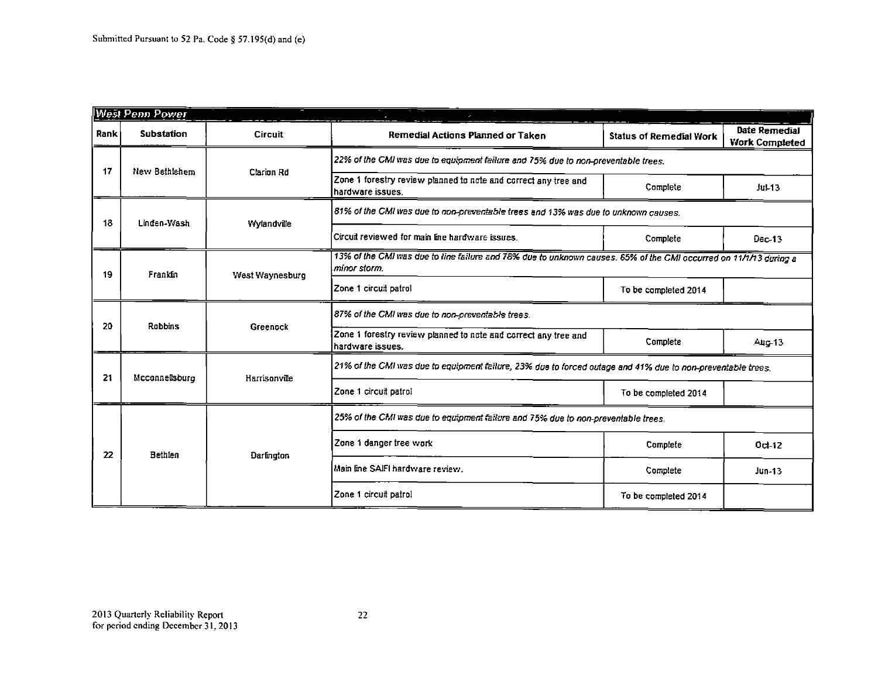Submitted Pursuant to 52 Pa. Code § 57.195(d) and (e)

| West Penn Power | | | | | |
|---|---|---|---|---|---|
| **Rank** | **Substation** | **Circuit** | **Remedial Actions Planned or Taken** | **Status of Remedial Work** | **Date Remedial Work Completed** |
| 17 | New Bethlehem | Clarion Rd | *22% of the CMI was due to equipment failure and 75% due to non-preventable trees.* | | |
| | | | Zone 1 forestry review planned to note and correct any tree and hardware issues. | Complete | Jul-13 |
| 18 | Linden-Wash | Wylandville | *81% of the CMI was due to non-preventable trees and 13% was due to unknown causes.* | | |
| | | | Circuit reviewed for main line hardware issues. | Complete | Dec-13 |
| 19 | Franklin | West Waynesburg | *13% of the CMI was due to line failure and 78% due to unknown causes. 65% of the CMI occurred on 11/1/13 during a minor storm.* | | |
| | | | Zone 1 circuit patrol | To be completed 2014 | |
| 20 | Robbins | Greenock | *87% of the CMI was due to non-preventable trees.* | | |
| | | | Zone 1 forestry review planned to note and correct any tree and hardware issues. | Complete | Aug-13 |
| 21 | Mcconnellsburg | Harrisonville | *21% of the CMI was due to equipment failure, 23% due to forced outage and 41% due to non-preventable trees.* | | |
| | | | Zone 1 circuit patrol | To be completed 2014 | |
| 22 | Bethlen | Darlington | *25% of the CMI was due to equipment failure and 75% due to non-preventable trees.* | | |
| | | | Zone 1 danger tree work | Complete | Oct-12 |
| | | | Main line SAIFI hardware review. | Complete | Jun-13 |
| | | | Zone 1 circuit patrol | To be completed 2014 | |

2013 Quarterly Reliability Report
for period ending December 31, 2013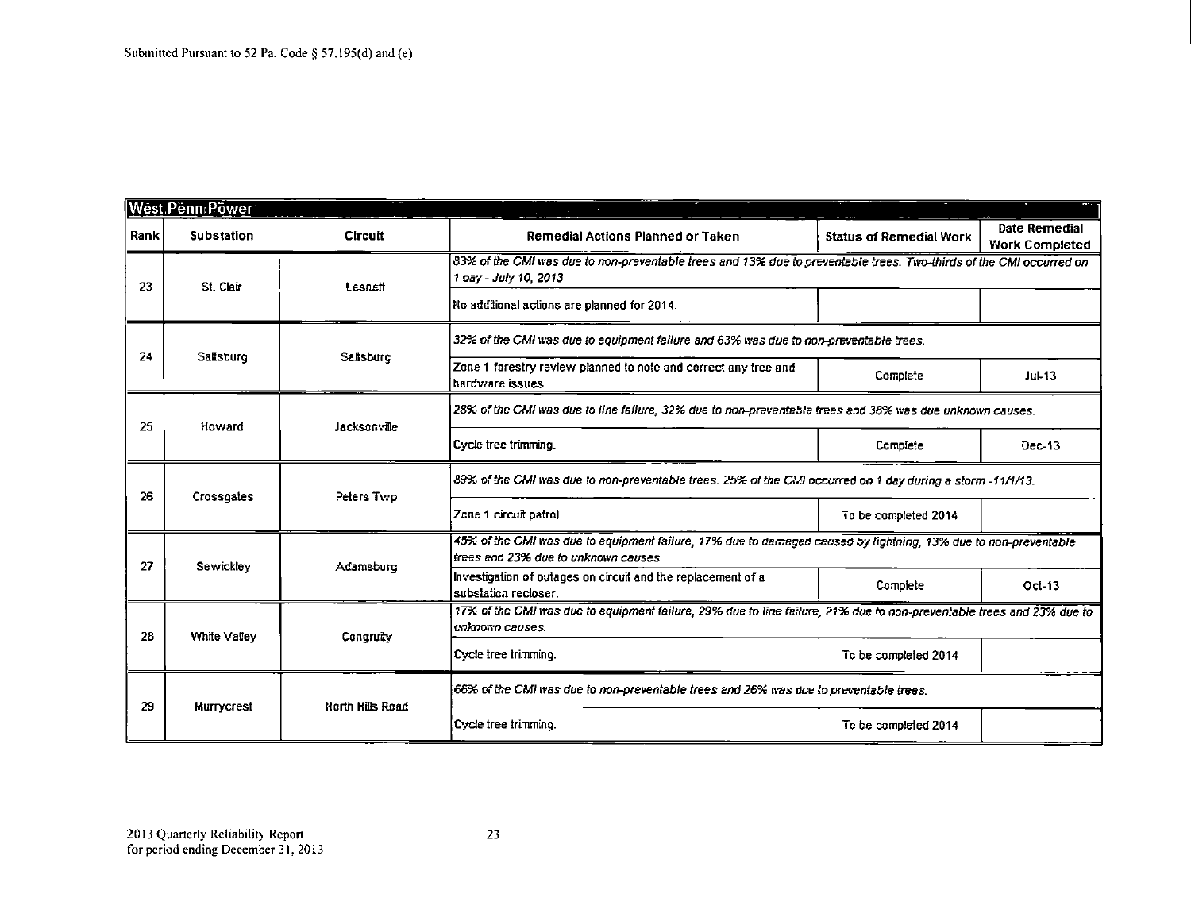Submitted Pursuant to 52 Pa. Code § 57.195(d) and (e)

| West Penn Power | | | | | |
|---|---|---|---|---|---|
| Rank | Substation | Circuit | Remedial Actions Planned or Taken | Status of Remedial Work | Date Remedial Work Completed |
| 23 | St. Clair | Lesnett | *83% of the CMI was due to non-preventable trees and 13% due to preventable trees. Two-thirds of the CMI occurred on 1 day - July 10, 2013* | | |
| | | | No additional actions are planned for 2014. | | |
| 24 | Saltsburg | Saltsburg | *32% of the CMI was due to equipment failure and 63% was due to non-preventable trees.* | | |
| | | | Zone 1 forestry review planned to note and correct any tree and hardware issues. | Complete | Jul-13 |
| 25 | Howard | Jacksonville | *28% of the CMI was due to line failure, 32% due to non-preventable trees and 38% was due unknown causes.* | | |
| | | | Cycle tree trimming. | Complete | Dec-13 |
| 26 | Crossgates | Peters Twp | *89% of the CMI was due to non-preventable trees. 25% of the CMI occurred on 1 day during a storm -11/1/13.* | | |
| | | | Zone 1 circuit patrol | To be completed 2014 | |
| 27 | Sewickley | Adamsburg | *45% of the CMI was due to equipment failure, 17% due to damaged caused by lightning, 13% due to non-preventable trees and 23% due to unknown causes.* | | |
| | | | Investigation of outages on circuit and the replacement of a substation recloser. | Complete | Oct-13 |
| 28 | White Valley | Congruity | *17% of the CMI was due to equipment failure, 29% due to line failure, 21% due to non-preventable trees and 23% due to unknown causes.* | | |
| | | | Cycle tree trimming. | To be completed 2014 | |
| 29 | Murrycrest | North Hills Road | *66% of the CMI was due to non-preventable trees and 26% was due to preventable trees.* | | |
| | | | Cycle tree trimming. | To be completed 2014 | |

2013 Quarterly Reliability Report
for period ending December 31, 2013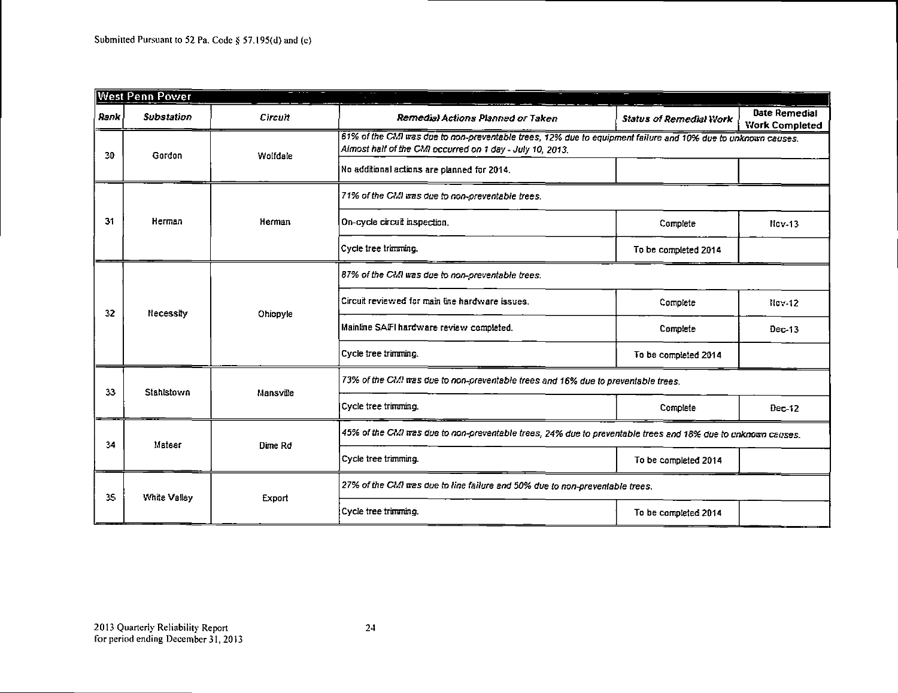Submitted Pursuant to 52 Pa. Code § 57.195(d) and (e)

| West Penn Power | | | | | |
|---|---|---|---|---|---|
| **Rank** | **Substation** | **Circuit** | **Remedial Actions Planned or Taken** | **Status of Remedial Work** | **Date Remedial Work Completed** |
| 30 | Gordon | Wolfdale | *61% of the CMI was due to non-preventable trees, 12% due to equipment failure and 10% due to unknown causes. Almost half of the CMI occurred on 1 day - July 10, 2013.* | | |
| | | | No additional actions are planned for 2014. | | |
| 31 | Herman | Herman | *71% of the CMI was due to non-preventable trees.* | | |
| | | | On-cycle circuit inspection. | Complete | Nov-13 |
| | | | Cycle tree trimming. | To be completed 2014 | |
| 32 | Necessity | Ohiopyle | *87% of the CMI was due to non-preventable trees.* | | |
| | | | Circuit reviewed for main line hardware issues. | Complete | Nov-12 |
| | | | Mainline SAIFI hardware review completed. | Complete | Dec-13 |
| | | | Cycle tree trimming. | To be completed 2014 | |
| 33 | Stahlstown | Mansville | *73% of the CMI was due to non-preventable trees and 16% due to preventable trees.* | | |
| | | | Cycle tree trimming. | Complete | Dec-12 |
| 34 | Mateer | Dime Rd | *45% of the CMI was due to non-preventable trees, 24% due to preventable trees and 18% due to unknown causes.* | | |
| | | | Cycle tree trimming. | To be completed 2014 | |
| 35 | White Valley | Export | *27% of the CMI was due to line failure and 50% due to non-preventable trees.* | | |
| | | | Cycle tree trimming. | To be completed 2014 | |

2013 Quarterly Reliability Report
for period ending December 31, 2013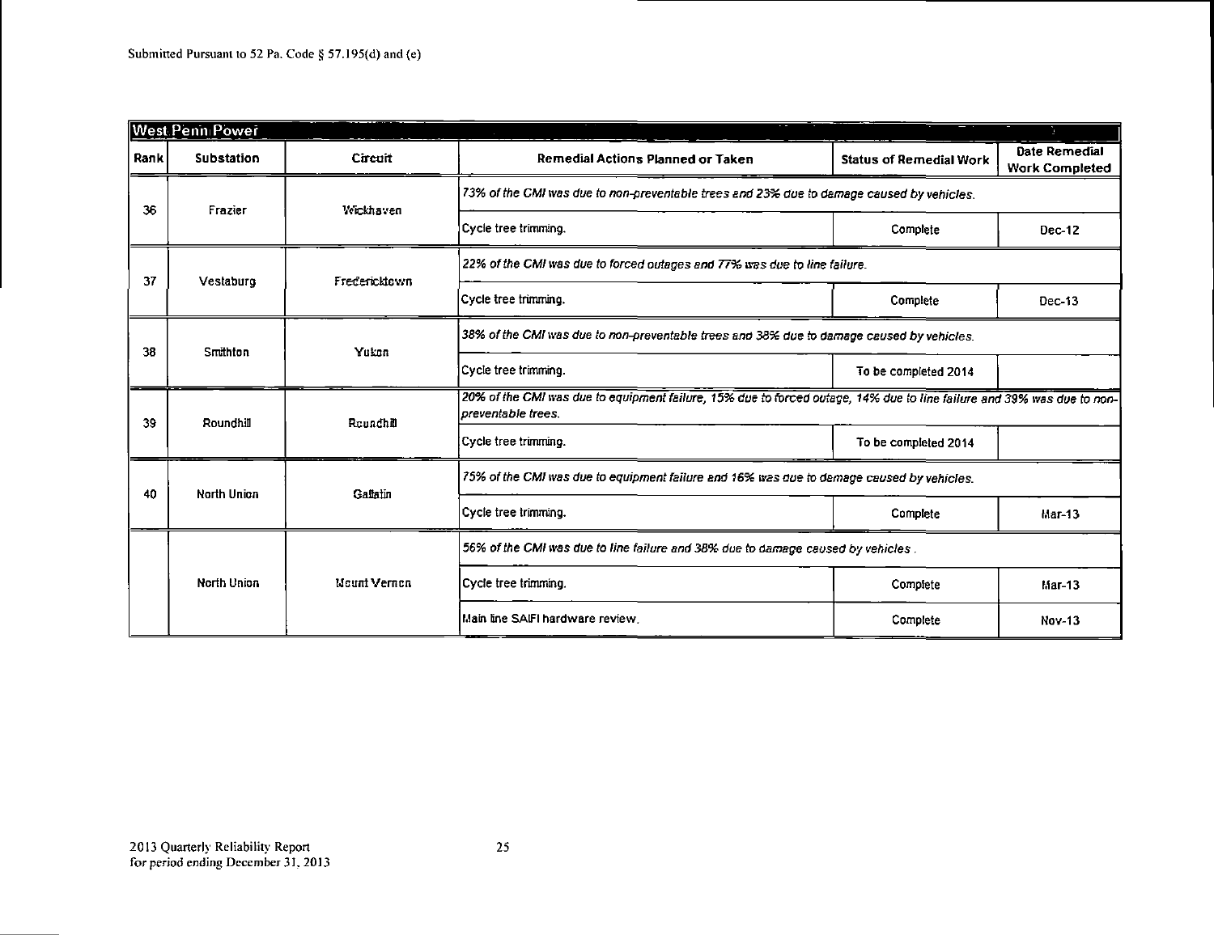Submitted Pursuant to 52 Pa. Code § 57.195(d) and (e)

| West Penn Power | | | | | |
|---|---|---|---|---|---|
| **Rank** | **Substation** | **Circuit** | **Remedial Actions Planned or Taken** | **Status of Remedial Work** | **Date Remedial Work Completed** |
| 36 | Frazier | Wickhaven | *73% of the CMI was due to non-preventable trees and 23% due to damage caused by vehicles.* | | |
| | | | Cycle tree trimming. | Complete | Dec-12 |
| 37 | Vestaburg | Fredericktown | *22% of the CMI was due to forced outages and 77% was due to line failure.* | | |
| | | | Cycle tree trimming. | Complete | Dec-13 |
| 38 | Smithton | Yukon | *38% of the CMI was due to non-preventable trees and 38% due to damage caused by vehicles.* | | |
| | | | Cycle tree trimming. | To be completed 2014 | |
| 39 | Roundhill | Roundhill | *20% of the CMI was due to equipment failure, 15% due to forced outage, 14% due to line failure and 39% was due to non-preventable trees.* | | |
| | | | Cycle tree trimming. | To be completed 2014 | |
| 40 | North Union | Gallatin | *75% of the CMI was due to equipment failure and 16% was due to damage caused by vehicles.* | | |
| | | | Cycle tree trimming. | Complete | Mar-13 |
| | North Union | Mount Vernon | *56% of the CMI was due to line failure and 38% due to damage caused by vehicles .* | | |
| | | | Cycle tree trimming. | Complete | Mar-13 |
| | | | Main line SAIFI hardware review. | Complete | Nov-13 |

2013 Quarterly Reliability Report
for period ending December 31, 2013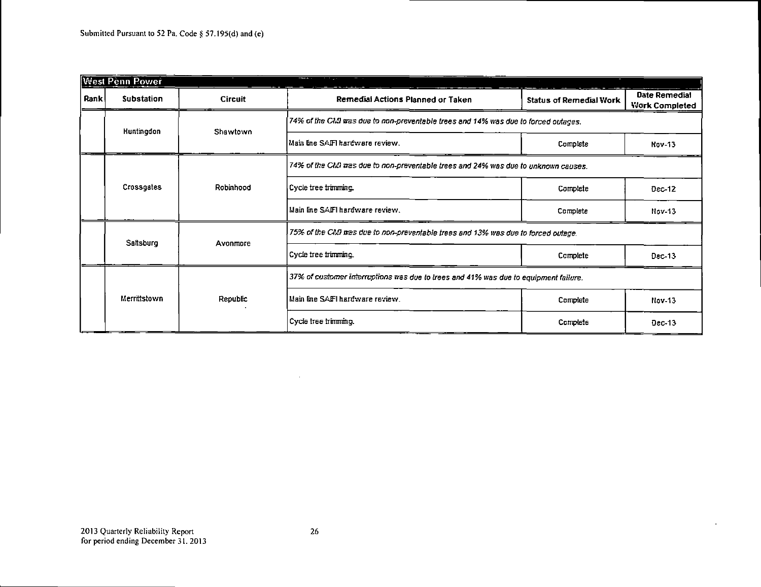Submitted Pursuant to 52 Pa. Code § 57.195(d) and (e)

| West Penn Power | | | | | |
|---|---|---|---|---|---|
| Rank | Substation | Circuit | Remedial Actions Planned or Taken | Status of Remedial Work | Date Remedial Work Completed |
| | Huntingdon | Shawtown | *74% of the CMI was due to non-preventable trees and 14% was due to forced outages.* | | |
| | | | Main line SAIFI hardware review. | Complete | Nov-13 |
| | Crossgates | Robinhood | *74% of the CMI was due to non-preventable trees and 24% was due to unknown causes.* | | |
| | | | Cycle tree trimming. | Complete | Dec-12 |
| | | | Main line SAIFI hardware review. | Complete | Nov-13 |
| | Saltsburg | Avonmore | *75% of the CMI was due to non-preventable trees and 13% was due to forced outage.* | | |
| | | | Cycle tree trimming. | Complete | Dec-13 |
| | Merrittstown | Republic | *37% of customer interruptions was due to trees and 41% was due to equipment failure.* | | |
| | | | Main line SAIFI hardware review. | Complete | Nov-13 |
| | | | Cycle tree trimming. | Complete | Dec-13 |

2013 Quarterly Reliability Report
for period ending December 31, 2013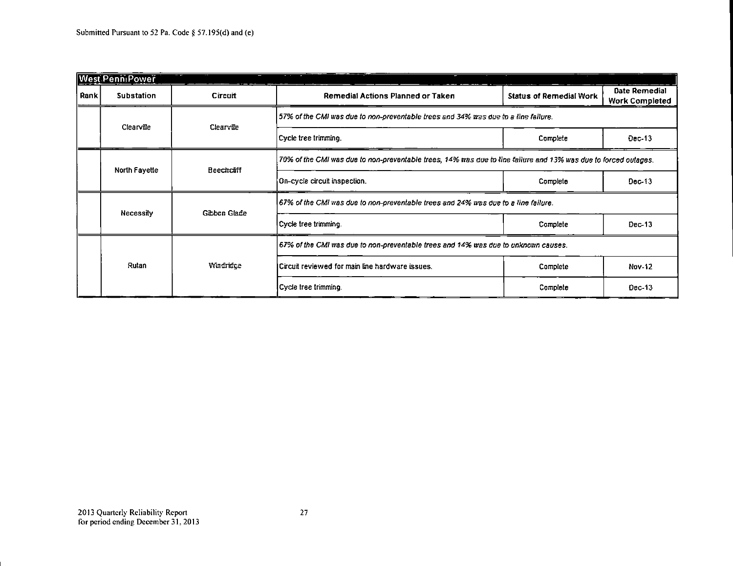Submitted Pursuant to 52 Pa. Code § 57.195(d) and (e)

| West Penn Power | | | | | |
|---|---|---|---|---|---|
| Rank | Substation | Circuit | Remedial Actions Planned or Taken | Status of Remedial Work | Date Remedial Work Completed |
| | Clearville | Clearville | *57% of the CMI was due to non-preventable trees and 34% was due to a line failure.* | | |
| | | | Cycle tree trimming. | Complete | Dec-13 |
| | North Fayette | Beechcliff | *70% of the CMI was due to non-preventable trees, 14% was due to line failure and 13% was due to forced outages.* | | |
| | | | On-cycle circuit inspection. | Complete | Dec-13 |
| | Necessity | Gibbon Glade | *67% of the CMI was due to non-preventable trees and 24% was due to a line failure.* | | |
| | | | Cycle tree trimming. | Complete | Dec-13 |
| | Rutan | Windridge | *67% of the CMI was due to non-preventable trees and 14% was due to unknown causes.* | | |
| | | | Circuit reviewed for main line hardware issues. | Complete | Nov-12 |
| | | | Cycle tree trimming. | Complete | Dec-13 |

2013 Quarterly Reliability Report
for period ending December 31, 2013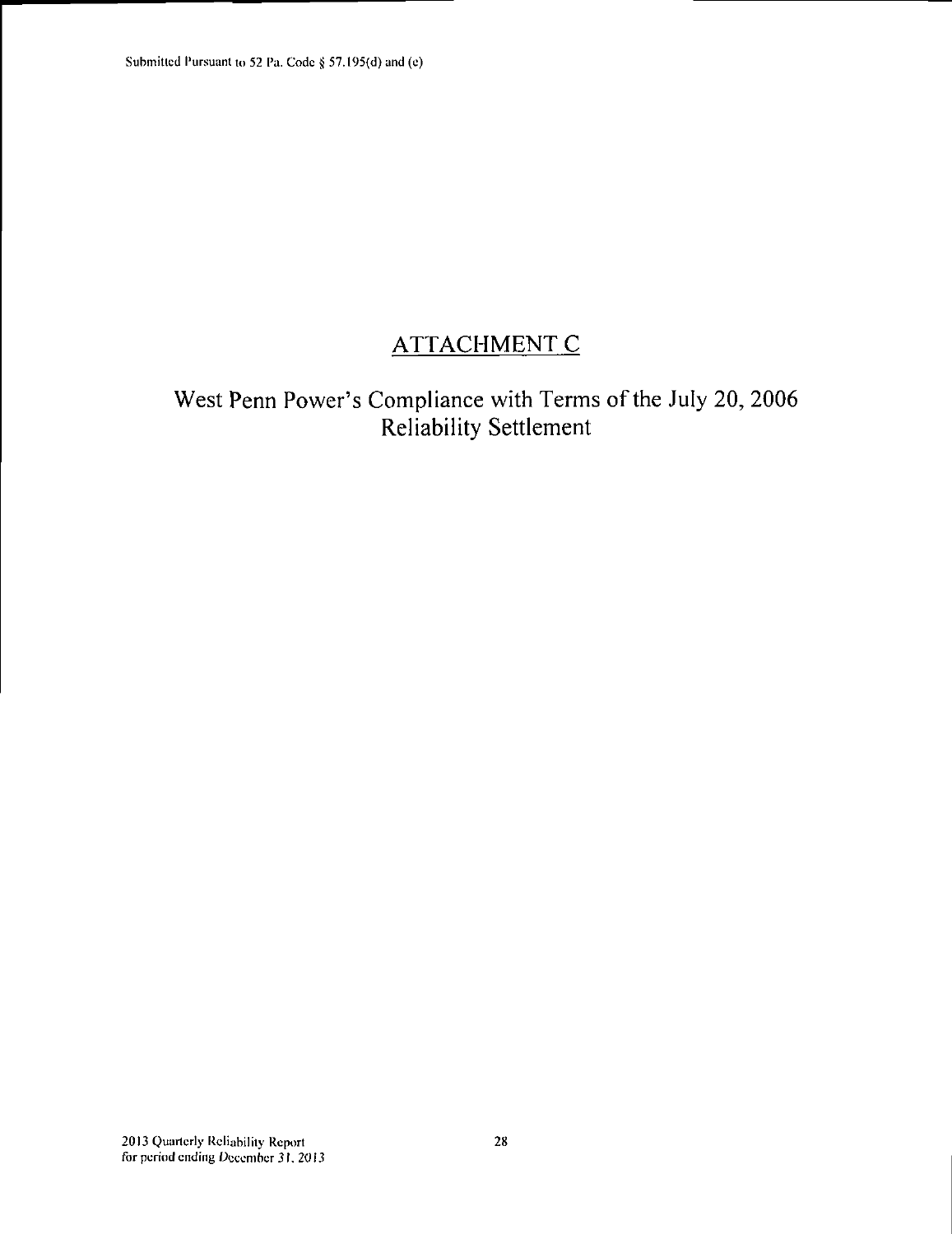# ATTACHMENT C

## West Penn Power's Compliance with Terms of the July 20, 2006 Reliability Settlement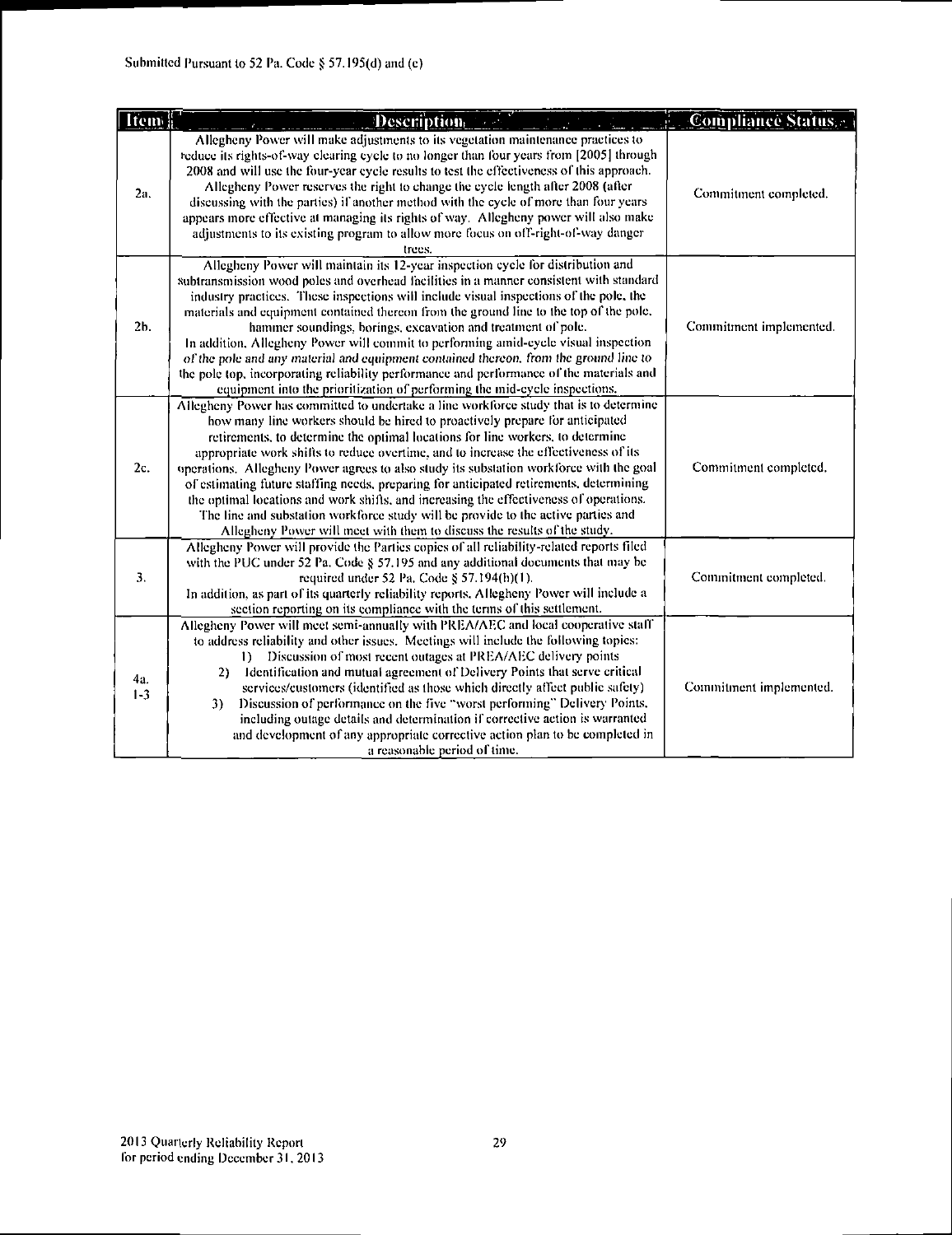Submitted Pursuant to 52 Pa. Code § 57.195(d) and (e)

| Item | Description | Compliance Status |
|---|---|---|
| 2a. | Allegheny Power will make adjustments to its vegetation maintenance practices to reduce its rights-of-way clearing cycle to no longer than four years from [2005] through 2008 and will use the four-year cycle results to test the effectiveness of this approach. Allegheny Power reserves the right to change the cycle length after 2008 (after discussing with the parties) if another method with the cycle of more than four years appears more effective at managing its rights of way. Allegheny power will also make adjustments to its existing program to allow more focus on off-right-of-way danger trees. | Commitment completed. |
| 2b. | Allegheny Power will maintain its 12-year inspection cycle for distribution and subtransmission wood poles and overhead facilities in a manner consistent with standard industry practices. These inspections will include visual inspections of the pole, the materials and equipment contained thereon from the ground line to the top of the pole, hammer soundings, borings, excavation and treatment of pole.<br>In addition, Allegheny Power will commit to performing amid-cycle visual inspection of the pole and any material and equipment contained thereon, from the ground line to the pole top, incorporating reliability performance and performance of the materials and equipment into the prioritization of performing the mid-cycle inspections. | Commitment implemented. |
| 2c. | Allegheny Power has committed to undertake a line workforce study that is to determine how many line workers should be hired to proactively prepare for anticipated retirements, to determine the optimal locations for line workers, to determine appropriate work shifts to reduce overtime, and to increase the effectiveness of its operations. Allegheny Power agrees to also study its substation workforce with the goal of estimating future staffing needs, preparing for anticipated retirements, determining the optimal locations and work shifts, and increasing the effectiveness of operations. The line and substation workforce study will be provide to the active parties and Allegheny Power will meet with them to discuss the results of the study. | Commitment completed. |
| 3. | Allegheny Power will provide the Parties copies of all reliability-related reports filed with the PUC under 52 Pa. Code § 57.195 and any additional documents that may be required under 52 Pa. Code § 57.194(h)(1).<br>In addition, as part of its quarterly reliability reports, Allegheny Power will include a section reporting on its compliance with the terms of this settlement. | Commitment completed. |
| 4a. 1-3 | Allegheny Power will meet semi-annually with PREA/AEC and local cooperative staff to address reliability and other issues. Meetings will include the following topics:<br>1) Discussion of most recent outages at PREA/AEC delivery points<br>2) Identification and mutual agreement of Delivery Points that serve critical services/customers (identified as those which directly affect public safety)<br>3) Discussion of performance on the five "worst performing" Delivery Points, including outage details and determination if corrective action is warranted and development of any appropriate corrective action plan to be completed in a reasonable period of time. | Commitment implemented. |

2013 Quarterly Reliability Report
for period ending December 31, 2013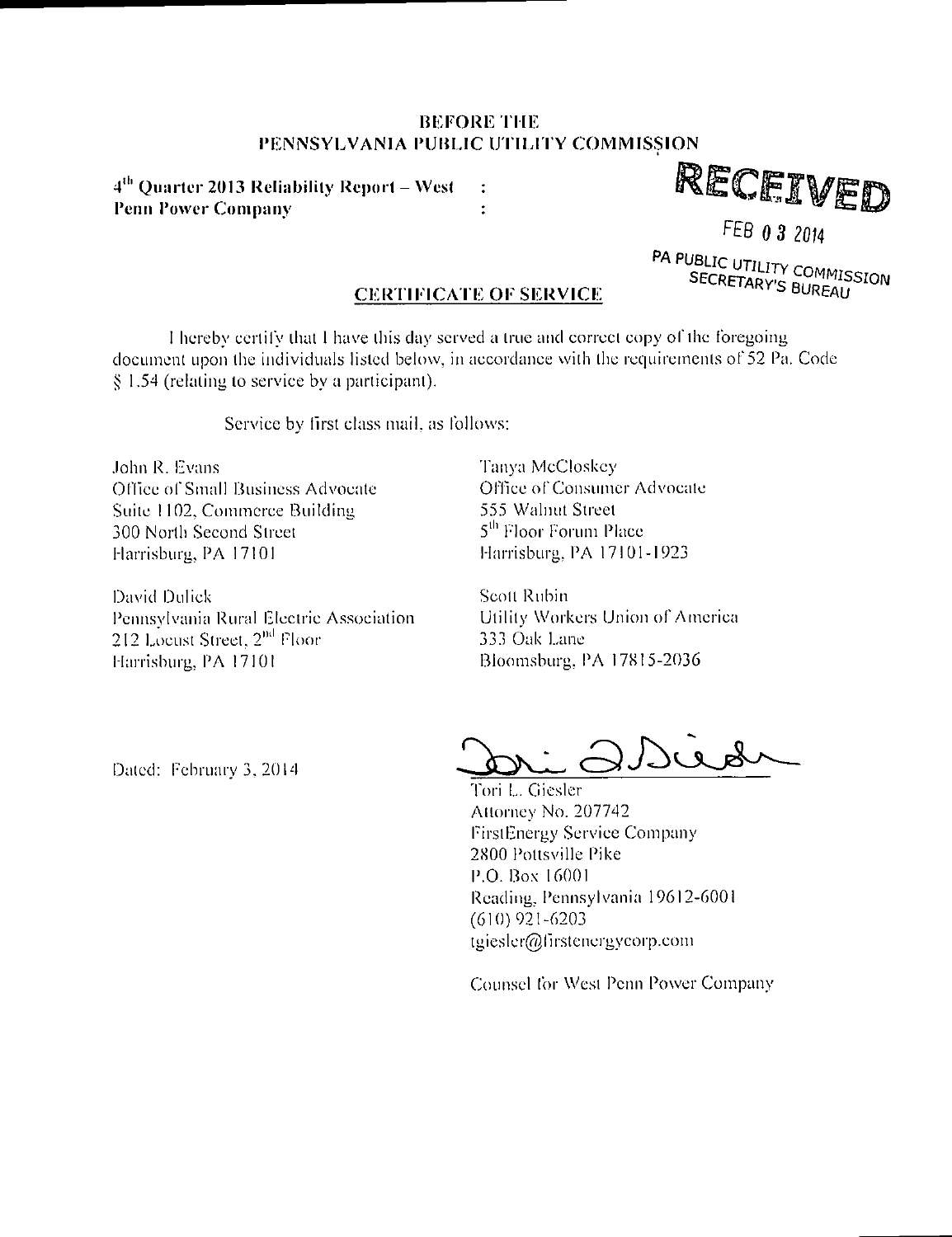**BEFORE THE**
**PENNSYLVANIA PUBLIC UTILITY COMMISSION**

**4th Quarter 2013 Reliability Report – West Penn Power Company** :
:

RECEIVED

FEB 03 2014

PA PUBLIC UTILITY COMMISSION
SECRETARY'S BUREAU

## CERTIFICATE OF SERVICE

I hereby certify that I have this day served a true and correct copy of the foregoing document upon the individuals listed below, in accordance with the requirements of 52 Pa. Code § 1.54 (relating to service by a participant).

Service by first class mail, as follows:

John R. Evans
Office of Small Business Advocate
Suite 1102, Commerce Building
300 North Second Street
Harrisburg, PA 17101

Tanya McCloskey
Office of Consumer Advocate
555 Walnut Street
5th Floor Forum Place
Harrisburg, PA 17101-1923

David Dulick
Pennsylvania Rural Electric Association
212 Locust Street, 2nd Floor
Harrisburg, PA 17101

Scott Rubin
Utility Workers Union of America
333 Oak Lane
Bloomsburg, PA 17815-2036

Dated: February 3, 2014

Tori L. Giesler
Attorney No. 207742
FirstEnergy Service Company
2800 Pottsville Pike
P.O. Box 16001
Reading, Pennsylvania 19612-6001
(610) 921-6203
tgiesler@firstenergycorp.com

Counsel for West Penn Power Company